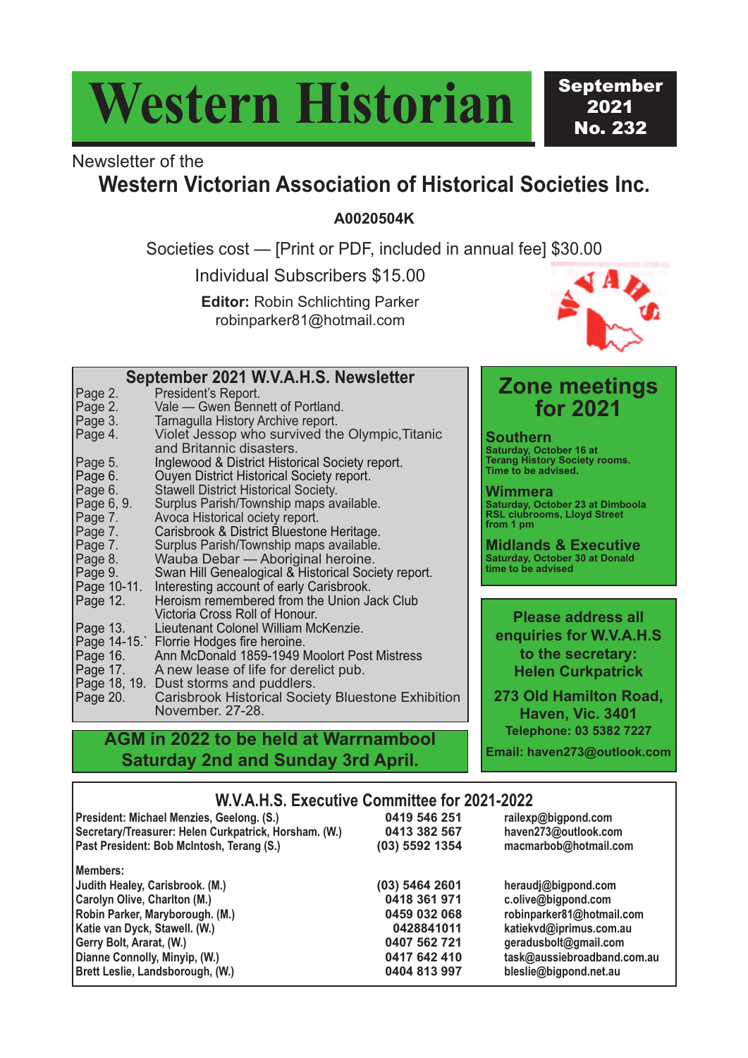# Western Historian

**September 2021 No. 232**

Newsletter of the

## Western Victorian Association of Historical Societies Inc.

**A0020504K**

Societies cost — [Print or PDF, included in annual fee] $30.00

Individual Subscribers $15.00

**Editor:** Robin Schlichting Parker
robinparker81@hotmail.com

### September 2021 W.V.A.H.S. Newsletter

| | |
|---|---|
| Page 2. | President's Report. |
| Page 2. | Vale — Gwen Bennett of Portland. |
| Page 3. | Tarnagulla History Archive report. |
| Page 4. | Violet Jessop who survived the Olympic,Titanic and Britannic disasters. |
| Page 5. | Inglewood & District Historical Society report. |
| Page 6. | Ouyen District Historical Society report. |
| Page 6. | Stawell District Historical Society. |
| Page 6, 9. | Surplus Parish/Township maps available. |
| Page 7. | Avoca Historical ociety report. |
| Page 7. | Carisbrook & District Bluestone Heritage. |
| Page 7. | Surplus Parish/Township maps available. |
| Page 8. | Wauba Debar — Aboriginal heroine. |
| Page 9. | Swan Hill Genealogical & Historical Society report. |
| Page 10-11. | Interesting account of early Carisbrook. |
| Page 12. | Heroism remembered from the Union Jack Club Victoria Cross Roll of Honour. |
| Page 13. | Lieutenant Colonel William McKenzie. |
| Page 14-15.` | Florrie Hodges fire heroine. |
| Page 16. | Ann McDonald 1859-1949 Moolort Post Mistress |
| Page 17. | A new lease of life for derelict pub. |
| Page 18, 19. | Dust storms and puddlers. |
| Page 20. | Carisbrook Historical Society Bluestone Exhibition November. 27-28. |

**AGM in 2022 to be held at Warrnambool Saturday 2nd and Sunday 3rd April.**

## Zone meetings for 2021

**Southern**
Saturday, October 16 at Terang History Society rooms. Time to be advised.

**Wimmera**
Saturday, October 23 at Dimboola RSL clubrooms, Lloyd Street from 1 pm

**Midlands & Executive**
Saturday, October 30 at Donald time to be advised

**Please address all enquiries for W.V.A.H.S to the secretary: Helen Curkpatrick**

**273 Old Hamilton Road, Haven, Vic. 3401**
**Telephone: 03 5382 7227**
**Email: haven273@outlook.com**

### W.V.A.H.S. Executive Committee for 2021-2022

| | | |
|---|---|---|
| President: Michael Menzies, Geelong. (S.) | 0419 546 251 | railexp@bigpond.com |
| Secretary/Treasurer: Helen Curkpatrick, Horsham. (W.) | 0413 382 567 | haven273@outlook.com |
| Past President: Bob McIntosh, Terang (S.) | (03) 5592 1354 | macmarbob@hotmail.com |
| Members: | | |
| Judith Healey, Carisbrook. (M.) | (03) 5464 2601 | heraudj@bigpond.com |
| Carolyn Olive, Charlton (M.) | 0418 361 971 | c.olive@bigpond.com |
| Robin Parker, Maryborough. (M.) | 0459 032 068 | robinparker81@hotmail.com |
| Katie van Dyck, Stawell. (W.) | 0428841011 | katiekvd@iprimus.com.au |
| Gerry Bolt, Ararat, (W.) | 0407 562 721 | geradusbolt@gmail.com |
| Dianne Connolly, Minyip, (W.) | 0417 642 410 | task@aussiebroadband.com.au |
| Brett Leslie, Landsborough, (W.) | 0404 813 997 | bleslie@bigpond.net.au |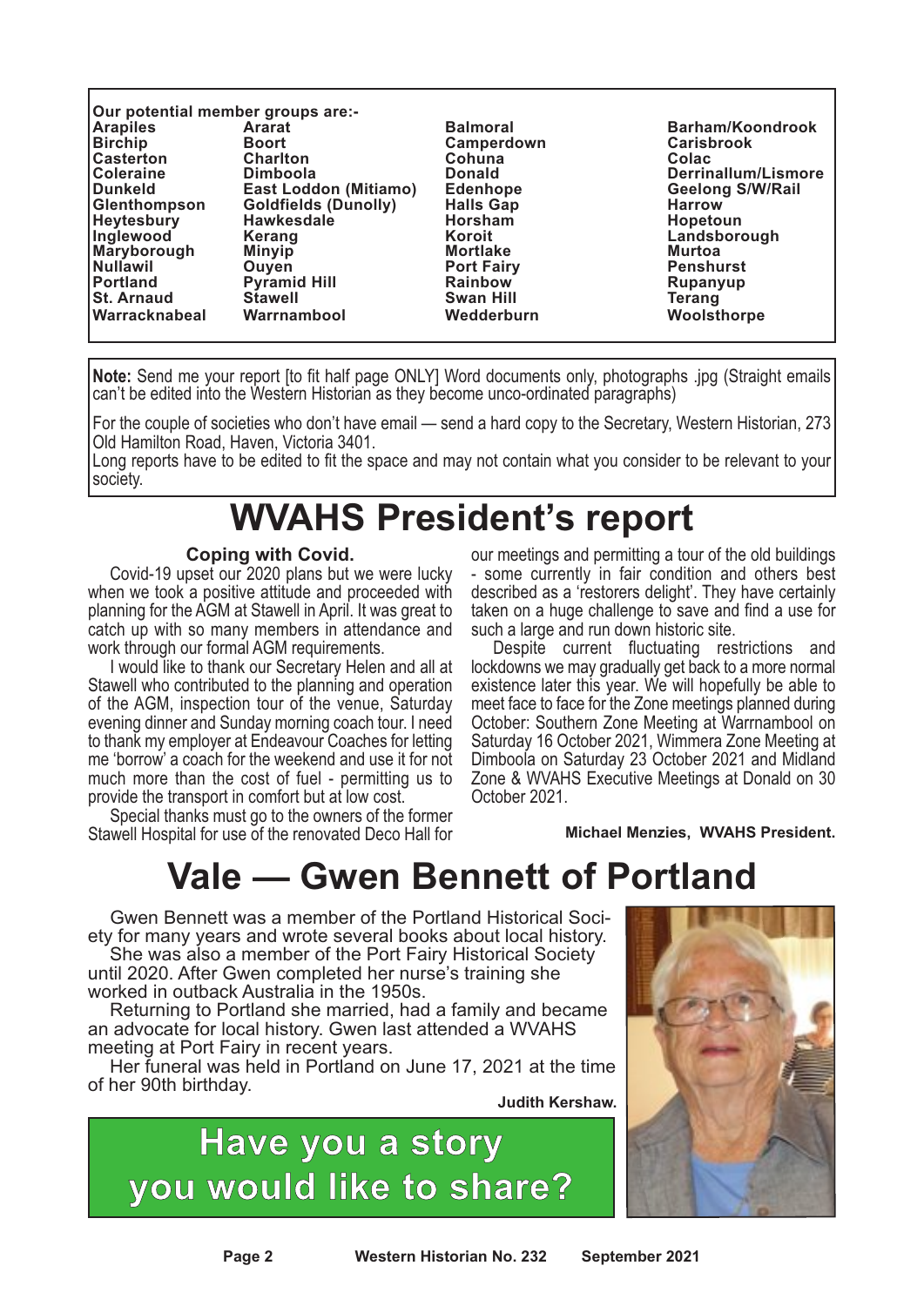**Our potential member groups are:-**

| | | | |
|---|---|---|---|
| **Arapiles** | **Ararat** | **Balmoral** | **Barham/Koondrook** |
| **Birchip** | **Boort** | **Camperdown** | **Carisbrook** |
| **Casterton** | **Charlton** | **Cohuna** | **Colac** |
| **Coleraine** | **Dimboola** | **Donald** | **Derrinallum/Lismore** |
| **Dunkeld** | **East Loddon (Mitiamo)** | **Edenhope** | **Geelong S/W/Rail** |
| **Glenthompson** | **Goldfields (Dunolly)** | **Halls Gap** | **Harrow** |
| **Heytesbury** | **Hawkesdale** | **Horsham** | **Hopetoun** |
| **Inglewood** | **Kerang** | **Koroit** | **Landsborough** |
| **Maryborough** | **Minyip** | **Mortlake** | **Murtoa** |
| **Nullawil** | **Ouyen** | **Port Fairy** | **Penshurst** |
| **Portland** | **Pyramid Hill** | **Rainbow** | **Rupanyup** |
| **St. Arnaud** | **Stawell** | **Swan Hill** | **Terang** |
| **Warracknabeal** | **Warrnambool** | **Wedderburn** | **Woolsthorpe** |

**Note:** Send me your report [to fit half page ONLY] Word documents only, photographs .jpg (Straight emails can't be edited into the Western Historian as they become unco-ordinated paragraphs)

For the couple of societies who don't have email — send a hard copy to the Secretary, Western Historian, 273 Old Hamilton Road, Haven, Victoria 3401.

Long reports have to be edited to fit the space and may not contain what you consider to be relevant to your society.

# WVAHS President's report

### Coping with Covid.

Covid-19 upset our 2020 plans but we were lucky when we took a positive attitude and proceeded with planning for the AGM at Stawell in April. It was great to catch up with so many members in attendance and work through our formal AGM requirements.

I would like to thank our Secretary Helen and all at Stawell who contributed to the planning and operation of the AGM, inspection tour of the venue, Saturday evening dinner and Sunday morning coach tour. I need to thank my employer at Endeavour Coaches for letting me 'borrow' a coach for the weekend and use it for not much more than the cost of fuel - permitting us to provide the transport in comfort but at low cost.

Special thanks must go to the owners of the former Stawell Hospital for use of the renovated Deco Hall for our meetings and permitting a tour of the old buildings - some currently in fair condition and others best described as a 'restorers delight'. They have certainly taken on a huge challenge to save and find a use for such a large and run down historic site.

Despite current fluctuating restrictions and lockdowns we may gradually get back to a more normal existence later this year. We will hopefully be able to meet face to face for the Zone meetings planned during October: Southern Zone Meeting at Warrnambool on Saturday 16 October 2021, Wimmera Zone Meeting at Dimboola on Saturday 23 October 2021 and Midland Zone & WVAHS Executive Meetings at Donald on 30 October 2021.

**Michael Menzies, WVAHS President.**

# Vale — Gwen Bennett of Portland

Gwen Bennett was a member of the Portland Historical Society for many years and wrote several books about local history.

She was also a member of the Port Fairy Historical Society until 2020. After Gwen completed her nurse's training she worked in outback Australia in the 1950s.

Returning to Portland she married, had a family and became an advocate for local history. Gwen last attended a WVAHS meeting at Port Fairy in recent years.

Her funeral was held in Portland on June 17, 2021 at the time of her 90th birthday.

**Judith Kershaw.**

**Have you a story you would like to share?**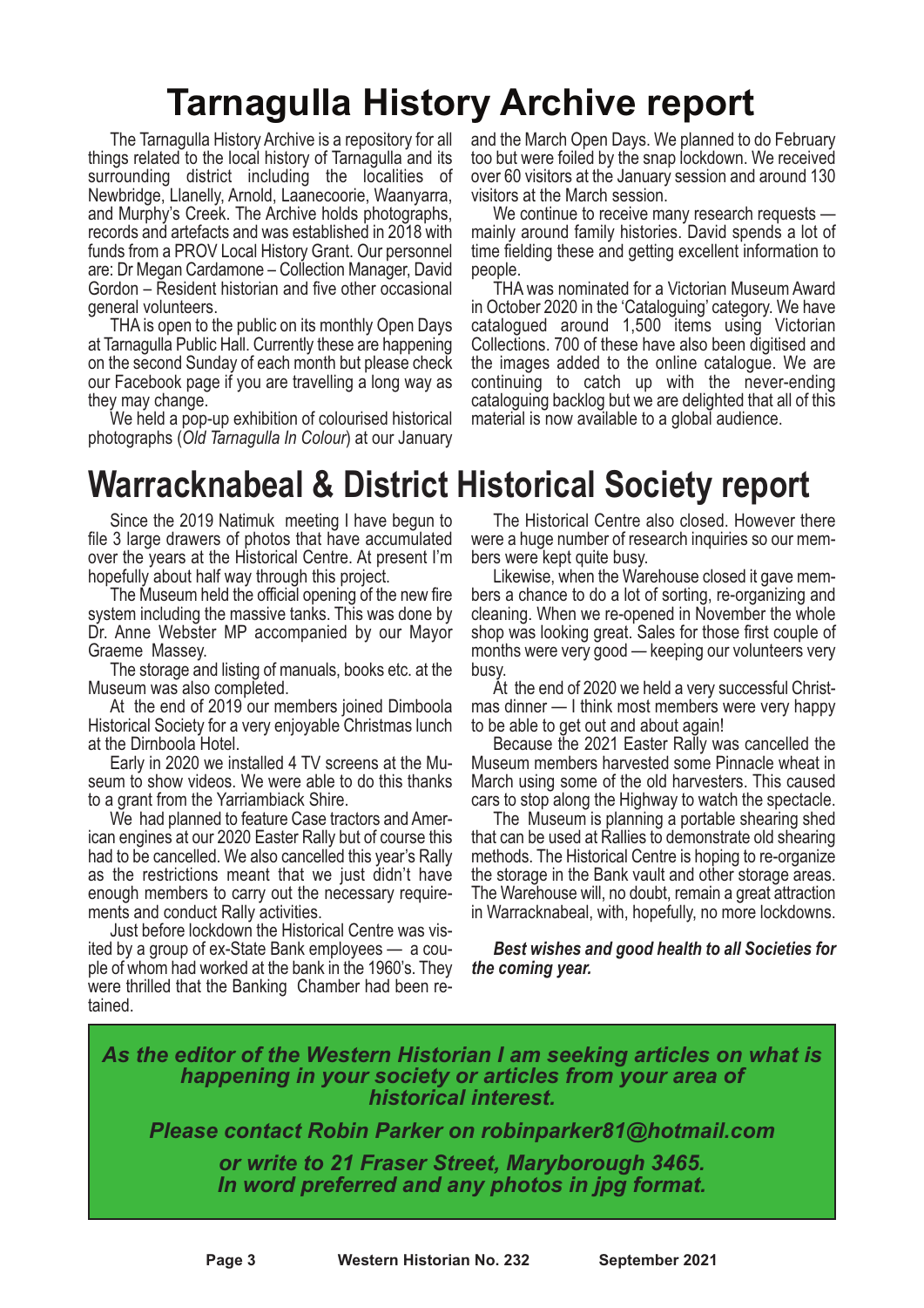# Tarnagulla History Archive report

The Tarnagulla History Archive is a repository for all things related to the local history of Tarnagulla and its surrounding district including the localities of Newbridge, Llanelly, Arnold, Laanecoorie, Waanyarra, and Murphy's Creek. The Archive holds photographs, records and artefacts and was established in 2018 with funds from a PROV Local History Grant. Our personnel are: Dr Megan Cardamone – Collection Manager, David Gordon – Resident historian and five other occasional general volunteers.

THA is open to the public on its monthly Open Days at Tarnagulla Public Hall. Currently these are happening on the second Sunday of each month but please check our Facebook page if you are travelling a long way as they may change.

We held a pop-up exhibition of colourised historical photographs (*Old Tarnagulla In Colour*) at our January and the March Open Days. We planned to do February too but were foiled by the snap lockdown. We received over 60 visitors at the January session and around 130 visitors at the March session.

We continue to receive many research requests — mainly around family histories. David spends a lot of time fielding these and getting excellent information to people.

THA was nominated for a Victorian Museum Award in October 2020 in the 'Cataloguing' category. We have catalogued around 1,500 items using Victorian Collections. 700 of these have also been digitised and the images added to the online catalogue. We are continuing to catch up with the never-ending cataloguing backlog but we are delighted that all of this material is now available to a global audience.

# Warracknabeal & District Historical Society report

Since the 2019 Natimuk meeting I have begun to file 3 large drawers of photos that have accumulated over the years at the Historical Centre. At present I'm hopefully about half way through this project.

The Museum held the official opening of the new fire system including the massive tanks. This was done by Dr. Anne Webster MP accompanied by our Mayor Graeme Massey.

The storage and listing of manuals, books etc. at the Museum was also completed.

At the end of 2019 our members joined Dimboola Historical Society for a very enjoyable Christmas lunch at the Dirnboola Hotel.

Early in 2020 we installed 4 TV screens at the Museum to show videos. We were able to do this thanks to a grant from the Yarriambiack Shire.

We had planned to feature Case tractors and American engines at our 2020 Easter Rally but of course this had to be cancelled. We also cancelled this year's Rally as the restrictions meant that we just didn't have enough members to carry out the necessary requirements and conduct Rally activities.

Just before lockdown the Historical Centre was visited by a group of ex-State Bank employees — a couple of whom had worked at the bank in the 1960's. They were thrilled that the Banking Chamber had been retained.

The Historical Centre also closed. However there were a huge number of research inquiries so our members were kept quite busy.

Likewise, when the Warehouse closed it gave members a chance to do a lot of sorting, re-organizing and cleaning. When we re-opened in November the whole shop was looking great. Sales for those first couple of months were very good — keeping our volunteers very busy.

At the end of 2020 we held a very successful Christmas dinner — I think most members were very happy to be able to get out and about again!

Because the 2021 Easter Rally was cancelled the Museum members harvested some Pinnacle wheat in March using some of the old harvesters. This caused cars to stop along the Highway to watch the spectacle.

The Museum is planning a portable shearing shed that can be used at Rallies to demonstrate old shearing methods. The Historical Centre is hoping to re-organize the storage in the Bank vault and other storage areas. The Warehouse will, no doubt, remain a great attraction in Warracknabeal, with, hopefully, no more lockdowns.

***Best wishes and good health to all Societies for the coming year.***

***As the editor of the Western Historian I am seeking articles on what is happening in your society or articles from your area of historical interest.***

***Please contact Robin Parker on robinparker81@hotmail.com***

***or write to 21 Fraser Street, Maryborough 3465. In word preferred and any photos in jpg format.***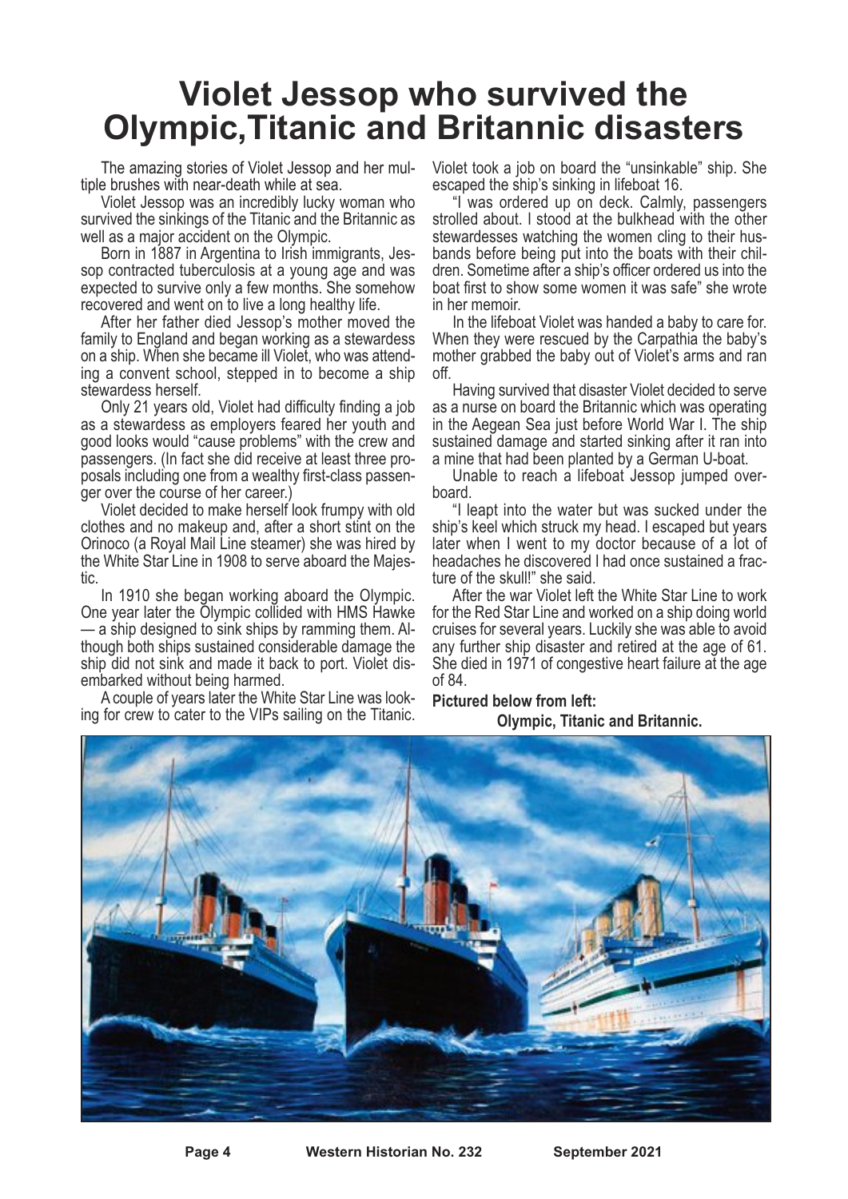# Violet Jessop who survived the Olympic,Titanic and Britannic disasters

The amazing stories of Violet Jessop and her multiple brushes with near-death while at sea.

Violet Jessop was an incredibly lucky woman who survived the sinkings of the Titanic and the Britannic as well as a major accident on the Olympic.

Born in 1887 in Argentina to Irish immigrants, Jessop contracted tuberculosis at a young age and was expected to survive only a few months. She somehow recovered and went on to live a long healthy life.

After her father died Jessop's mother moved the family to England and began working as a stewardess on a ship. When she became ill Violet, who was attending a convent school, stepped in to become a ship stewardess herself.

Only 21 years old, Violet had difficulty finding a job as a stewardess as employers feared her youth and good looks would "cause problems" with the crew and passengers. (In fact she did receive at least three proposals including one from a wealthy first-class passenger over the course of her career.)

Violet decided to make herself look frumpy with old clothes and no makeup and, after a short stint on the Orinoco (a Royal Mail Line steamer) she was hired by the White Star Line in 1908 to serve aboard the Majestic.

In 1910 she began working aboard the Olympic. One year later the Olympic collided with HMS Hawke — a ship designed to sink ships by ramming them. Although both ships sustained considerable damage the ship did not sink and made it back to port. Violet disembarked without being harmed.

A couple of years later the White Star Line was looking for crew to cater to the VIPs sailing on the Titanic. Violet took a job on board the "unsinkable" ship. She escaped the ship's sinking in lifeboat 16.

"I was ordered up on deck. Calmly, passengers strolled about. I stood at the bulkhead with the other stewardesses watching the women cling to their husbands before being put into the boats with their children. Sometime after a ship's officer ordered us into the boat first to show some women it was safe" she wrote in her memoir.

In the lifeboat Violet was handed a baby to care for. When they were rescued by the Carpathia the baby's mother grabbed the baby out of Violet's arms and ran off.

Having survived that disaster Violet decided to serve as a nurse on board the Britannic which was operating in the Aegean Sea just before World War I. The ship sustained damage and started sinking after it ran into a mine that had been planted by a German U-boat.

Unable to reach a lifeboat Jessop jumped overboard.

"I leapt into the water but was sucked under the ship's keel which struck my head. I escaped but years later when I went to my doctor because of a lot of headaches he discovered I had once sustained a fracture of the skull!" she said.

After the war Violet left the White Star Line to work for the Red Star Line and worked on a ship doing world cruises for several years. Luckily she was able to avoid any further ship disaster and retired at the age of 61. She died in 1971 of congestive heart failure at the age of 84.

**Pictured below from left:**
**Olympic, Titanic and Britannic.**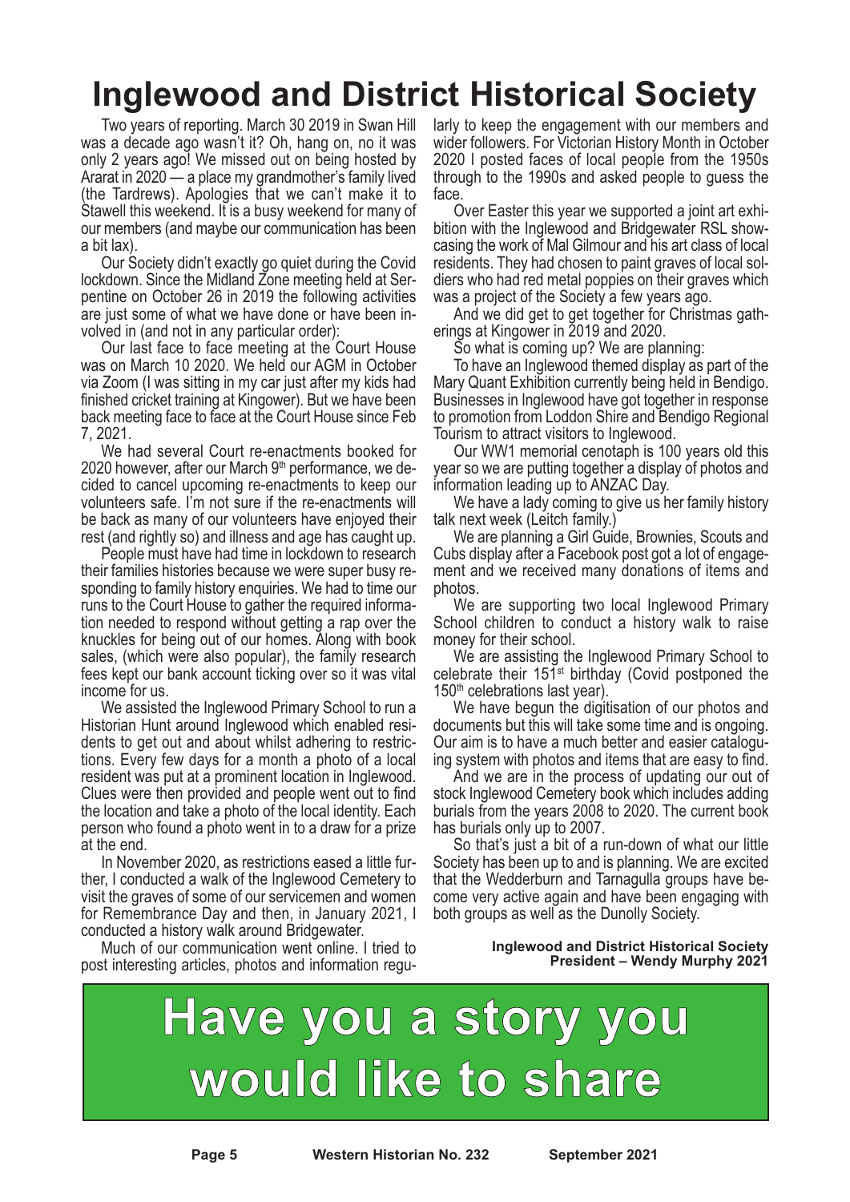# Inglewood and District Historical Society

Two years of reporting. March 30 2019 in Swan Hill was a decade ago wasn't it? Oh, hang on, no it was only 2 years ago! We missed out on being hosted by Ararat in 2020 — a place my grandmother's family lived (the Tardrews). Apologies that we can't make it to Stawell this weekend. It is a busy weekend for many of our members (and maybe our communication has been a bit lax).

Our Society didn't exactly go quiet during the Covid lockdown. Since the Midland Zone meeting held at Serpentine on October 26 in 2019 the following activities are just some of what we have done or have been involved in (and not in any particular order):

Our last face to face meeting at the Court House was on March 10 2020. We held our AGM in October via Zoom (I was sitting in my car just after my kids had finished cricket training at Kingower). But we have been back meeting face to face at the Court House since Feb 7, 2021.

We had several Court re-enactments booked for 2020 however, after our March 9th performance, we decided to cancel upcoming re-enactments to keep our volunteers safe. I'm not sure if the re-enactments will be back as many of our volunteers have enjoyed their rest (and rightly so) and illness and age has caught up.

People must have had time in lockdown to research their families histories because we were super busy responding to family history enquiries. We had to time our runs to the Court House to gather the required information needed to respond without getting a rap over the knuckles for being out of our homes. Along with book sales, (which were also popular), the family research fees kept our bank account ticking over so it was vital income for us.

We assisted the Inglewood Primary School to run a Historian Hunt around Inglewood which enabled residents to get out and about whilst adhering to restrictions. Every few days for a month a photo of a local resident was put at a prominent location in Inglewood. Clues were then provided and people went out to find the location and take a photo of the local identity. Each person who found a photo went in to a draw for a prize at the end.

In November 2020, as restrictions eased a little further, I conducted a walk of the Inglewood Cemetery to visit the graves of some of our servicemen and women for Remembrance Day and then, in January 2021, I conducted a history walk around Bridgewater.

Much of our communication went online. I tried to post interesting articles, photos and information regularly to keep the engagement with our members and wider followers. For Victorian History Month in October 2020 I posted faces of local people from the 1950s through to the 1990s and asked people to guess the face.

Over Easter this year we supported a joint art exhibition with the Inglewood and Bridgewater RSL showcasing the work of Mal Gilmour and his art class of local residents. They had chosen to paint graves of local soldiers who had red metal poppies on their graves which was a project of the Society a few years ago.

And we did get to get together for Christmas gatherings at Kingower in 2019 and 2020.

So what is coming up? We are planning:

To have an Inglewood themed display as part of the Mary Quant Exhibition currently being held in Bendigo. Businesses in Inglewood have got together in response to promotion from Loddon Shire and Bendigo Regional Tourism to attract visitors to Inglewood.

Our WW1 memorial cenotaph is 100 years old this year so we are putting together a display of photos and information leading up to ANZAC Day.

We have a lady coming to give us her family history talk next week (Leitch family.)

We are planning a Girl Guide, Brownies, Scouts and Cubs display after a Facebook post got a lot of engagement and we received many donations of items and photos.

We are supporting two local Inglewood Primary School children to conduct a history walk to raise money for their school.

We are assisting the Inglewood Primary School to celebrate their 151st birthday (Covid postponed the 150th celebrations last year).

We have begun the digitisation of our photos and documents but this will take some time and is ongoing. Our aim is to have a much better and easier cataloguing system with photos and items that are easy to find.

And we are in the process of updating our out of stock Inglewood Cemetery book which includes adding burials from the years 2008 to 2020. The current book has burials only up to 2007.

So that's just a bit of a run-down of what our little Society has been up to and is planning. We are excited that the Wedderburn and Tarnagulla groups have become very active again and have been engaging with both groups as well as the Dunolly Society.

**Inglewood and District Historical Society**
**President – Wendy Murphy 2021**

# Have you a story you would like to share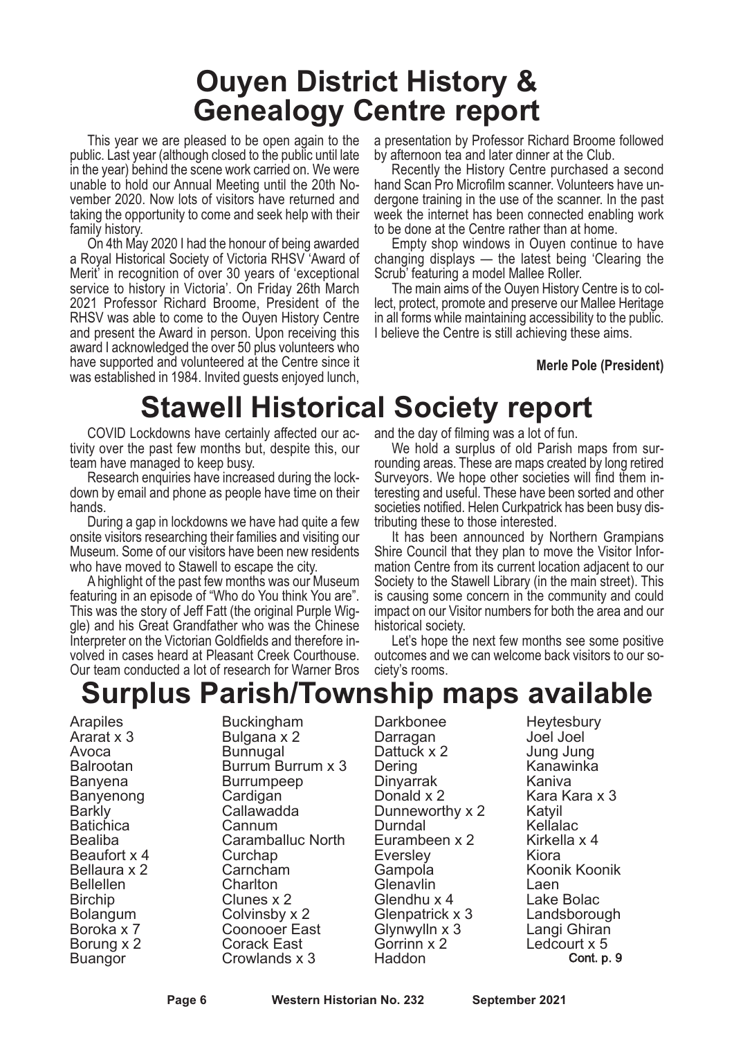# Ouyen District History & Genealogy Centre report

This year we are pleased to be open again to the public. Last year (although closed to the public until late in the year) behind the scene work carried on. We were unable to hold our Annual Meeting until the 20th November 2020. Now lots of visitors have returned and taking the opportunity to come and seek help with their family history.

On 4th May 2020 I had the honour of being awarded a Royal Historical Society of Victoria RHSV 'Award of Merit' in recognition of over 30 years of 'exceptional service to history in Victoria'. On Friday 26th March 2021 Professor Richard Broome, President of the RHSV was able to come to the Ouyen History Centre and present the Award in person. Upon receiving this award I acknowledged the over 50 plus volunteers who have supported and volunteered at the Centre since it was established in 1984. Invited guests enjoyed lunch, a presentation by Professor Richard Broome followed by afternoon tea and later dinner at the Club.

Recently the History Centre purchased a second hand Scan Pro Microfilm scanner. Volunteers have undergone training in the use of the scanner. In the past week the internet has been connected enabling work to be done at the Centre rather than at home.

Empty shop windows in Ouyen continue to have changing displays — the latest being 'Clearing the Scrub' featuring a model Mallee Roller.

The main aims of the Ouyen History Centre is to collect, protect, promote and preserve our Mallee Heritage in all forms while maintaining accessibility to the public. I believe the Centre is still achieving these aims.

**Merle Pole (President)**

# Stawell Historical Society report

COVID Lockdowns have certainly affected our activity over the past few months but, despite this, our team have managed to keep busy.

Research enquiries have increased during the lockdown by email and phone as people have time on their hands.

During a gap in lockdowns we have had quite a few onsite visitors researching their families and visiting our Museum. Some of our visitors have been new residents who have moved to Stawell to escape the city.

A highlight of the past few months was our Museum featuring in an episode of "Who do You think You are". This was the story of Jeff Fatt (the original Purple Wiggle) and his Great Grandfather who was the Chinese Interpreter on the Victorian Goldfields and therefore involved in cases heard at Pleasant Creek Courthouse. Our team conducted a lot of research for Warner Bros and the day of filming was a lot of fun.

We hold a surplus of old Parish maps from surrounding areas. These are maps created by long retired Surveyors. We hope other societies will find them interesting and useful. These have been sorted and other societies notified. Helen Curkpatrick has been busy distributing these to those interested.

It has been announced by Northern Grampians Shire Council that they plan to move the Visitor Information Centre from its current location adjacent to our Society to the Stawell Library (in the main street). This is causing some concern in the community and could impact on our Visitor numbers for both the area and our historical society.

Let's hope the next few months see some positive outcomes and we can welcome back visitors to our society's rooms.

# Surplus Parish/Township maps available

Arapiles
Ararat x 3
Avoca
Balrootan
Banyena
Banyenong
Barkly
Batichica
Bealiba
Beaufort x 4
Bellaura x 2
Bellellen
Birchip
Bolangum
Boroka x 7
Borung x 2
Buangor
Buckingham
Bulgana x 2
Bunnugal
Burrum Burrum x 3
Burrumpeep
Cardigan
Callawadda
Cannum
Caramballuc North
Curchap
Carncham
Charlton
Clunes x 2
Colvinsby x 2
Coonooer East
Corack East
Crowlands x 3
Darkbonee
Darragan
Dattuck x 2
Dering
Dinyarrak
Donald x 2
Dunneworthy x 2
Durndal
Eurambeen x 2
Eversley
Gampola
Glenavlin
Glendhu x 4
Glenpatrick x 3
Glynwylln x 3
Gorrinn x 2
Haddon
Heytesbury
Joel Joel
Jung Jung
Kanawinka
Kaniva
Kara Kara x 3
Katyil
Kellalac
Kirkella x 4
Kiora
Koonik Koonik
Laen
Lake Bolac
Landsborough
Langi Ghiran
Ledcourt x 5

Cont. p. 9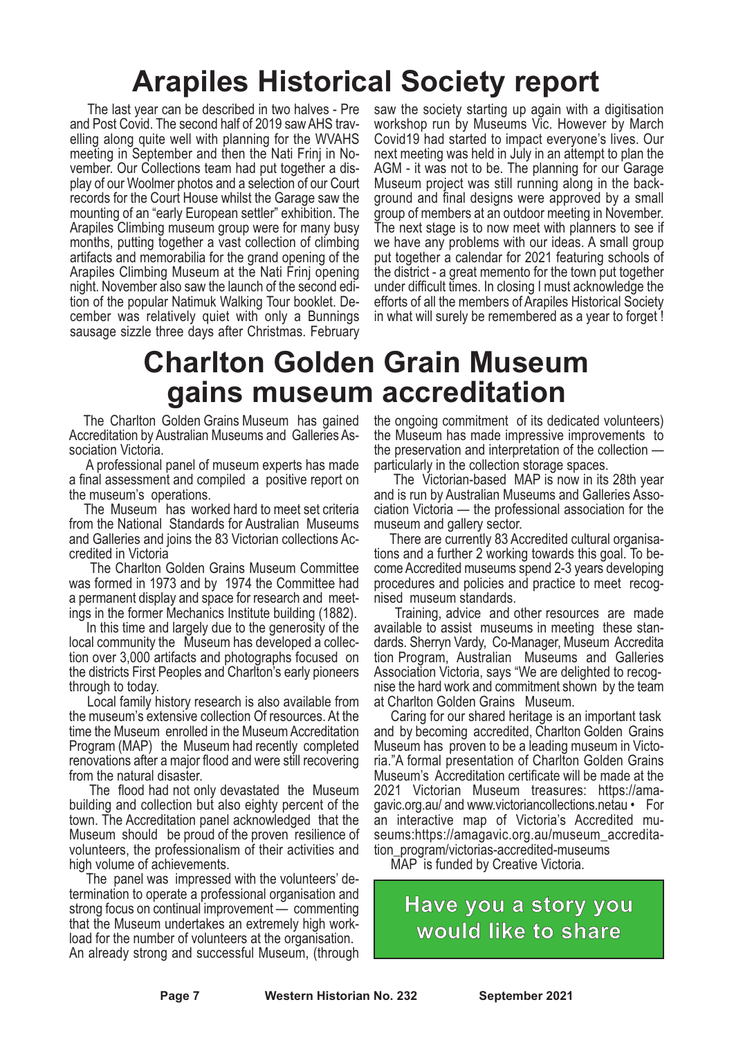# Arapiles Historical Society report

The last year can be described in two halves - Pre and Post Covid. The second half of 2019 saw AHS travelling along quite well with planning for the WVAHS meeting in September and then the Nati Frinj in November. Our Collections team had put together a display of our Woolmer photos and a selection of our Court records for the Court House whilst the Garage saw the mounting of an "early European settler" exhibition. The Arapiles Climbing museum group were for many busy months, putting together a vast collection of climbing artifacts and memorabilia for the grand opening of the Arapiles Climbing Museum at the Nati Frinj opening night. November also saw the launch of the second edition of the popular Natimuk Walking Tour booklet. December was relatively quiet with only a Bunnings sausage sizzle three days after Christmas. February saw the society starting up again with a digitisation workshop run by Museums Vic. However by March Covid19 had started to impact everyone's lives. Our next meeting was held in July in an attempt to plan the AGM - it was not to be. The planning for our Garage Museum project was still running along in the background and final designs were approved by a small group of members at an outdoor meeting in November. The next stage is to now meet with planners to see if we have any problems with our ideas. A small group put together a calendar for 2021 featuring schools of the district - a great memento for the town put together under difficult times. In closing I must acknowledge the efforts of all the members of Arapiles Historical Society in what will surely be remembered as a year to forget !

# Charlton Golden Grain Museum gains museum accreditation

The Charlton Golden Grains Museum has gained Accreditation by Australian Museums and Galleries Association Victoria.

A professional panel of museum experts has made a final assessment and compiled a positive report on the museum's operations.

The Museum has worked hard to meet set criteria from the National Standards for Australian Museums and Galleries and joins the 83 Victorian collections Accredited in Victoria

The Charlton Golden Grains Museum Committee was formed in 1973 and by 1974 the Committee had a permanent display and space for research and meetings in the former Mechanics Institute building (1882).

In this time and largely due to the generosity of the local community the Museum has developed a collection over 3,000 artifacts and photographs focused on the districts First Peoples and Charlton's early pioneers through to today.

Local family history research is also available from the museum's extensive collection Of resources. At the time the Museum enrolled in the Museum Accreditation Program (MAP) the Museum had recently completed renovations after a major flood and were still recovering from the natural disaster.

The flood had not only devastated the Museum building and collection but also eighty percent of the town. The Accreditation panel acknowledged that the Museum should be proud of the proven resilience of volunteers, the professionalism of their activities and high volume of achievements.

The panel was impressed with the volunteers' determination to operate a professional organisation and strong focus on continual improvement — commenting that the Museum undertakes an extremely high workload for the number of volunteers at the organisation. An already strong and successful Museum, (through the ongoing commitment of its dedicated volunteers) the Museum has made impressive improvements to the preservation and interpretation of the collection — particularly in the collection storage spaces.

The Victorian-based MAP is now in its 28th year and is run by Australian Museums and Galleries Association Victoria — the professional association for the museum and gallery sector.

There are currently 83 Accredited cultural organisations and a further 2 working towards this goal. To become Accredited museums spend 2-3 years developing procedures and policies and practice to meet recognised museum standards.

Training, advice and other resources are made available to assist museums in meeting these standards. Sherryn Vardy, Co-Manager, Museum Accreditation Program, Australian Museums and Galleries Association Victoria, says "We are delighted to recognise the hard work and commitment shown by the team at Charlton Golden Grains Museum.

Caring for our shared heritage is an important task and by becoming accredited, Charlton Golden Grains Museum has proven to be a leading museum in Victoria."A formal presentation of Charlton Golden Grains Museum's Accreditation certificate will be made at the 2021 Victorian Museum treasures: https://amagavic.org.au/ and www.victoriancollections.netau • For an interactive map of Victoria's Accredited museums:https://amagavic.org.au/museum_accreditation_program/victorias-accredited-museums

MAP is funded by Creative Victoria.

**Have you a story you would like to share**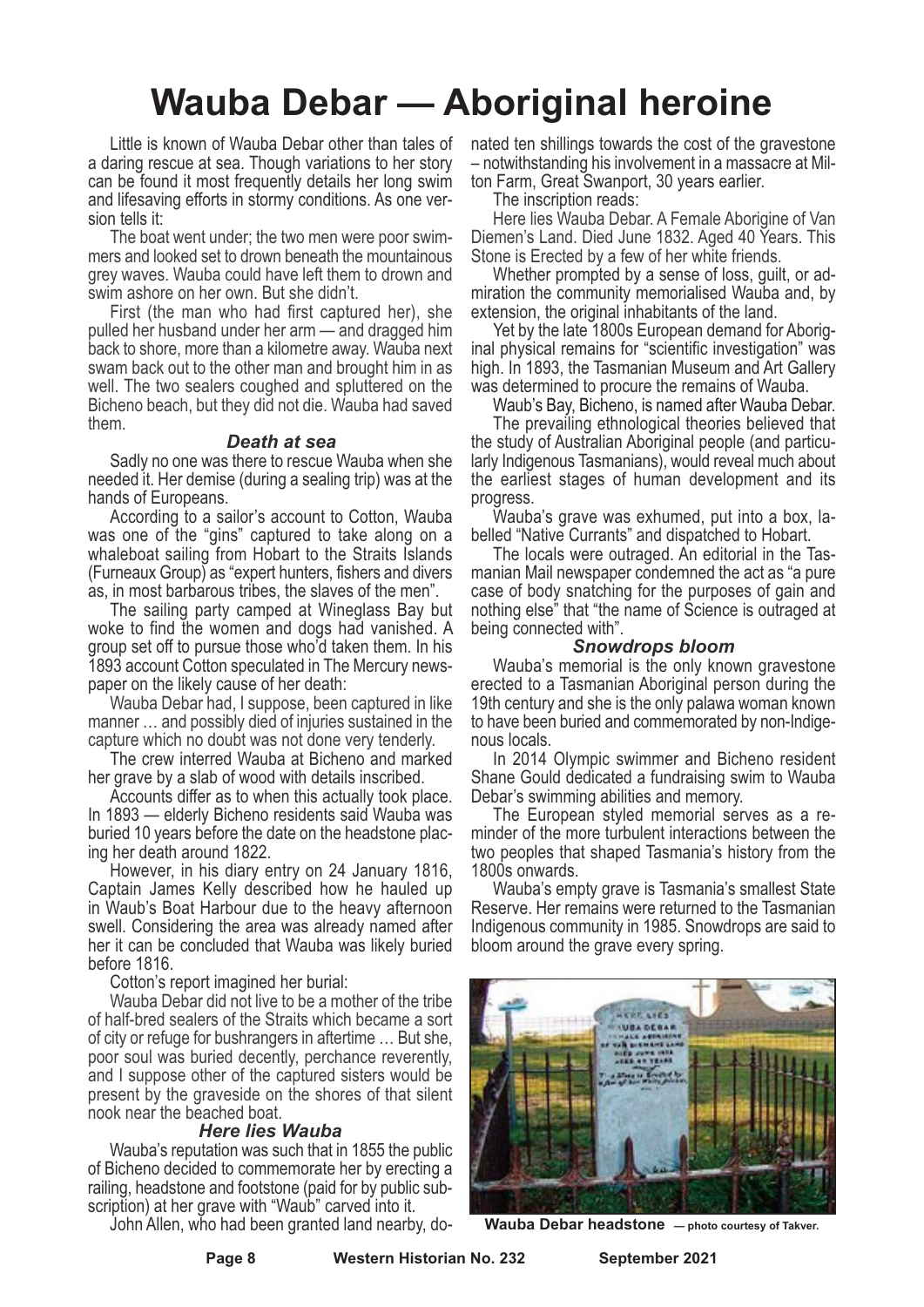# Wauba Debar — Aboriginal heroine

Little is known of Wauba Debar other than tales of a daring rescue at sea. Though variations to her story can be found it most frequently details her long swim and lifesaving efforts in stormy conditions. As one version tells it:

The boat went under; the two men were poor swimmers and looked set to drown beneath the mountainous grey waves. Wauba could have left them to drown and swim ashore on her own. But she didn't.

First (the man who had first captured her), she pulled her husband under her arm — and dragged him back to shore, more than a kilometre away. Wauba next swam back out to the other man and brought him in as well. The two sealers coughed and spluttered on the Bicheno beach, but they did not die. Wauba had saved them.

### *Death at sea*

Sadly no one was there to rescue Wauba when she needed it. Her demise (during a sealing trip) was at the hands of Europeans.

According to a sailor's account to Cotton, Wauba was one of the "gins" captured to take along on a whaleboat sailing from Hobart to the Straits Islands (Furneaux Group) as "expert hunters, fishers and divers as, in most barbarous tribes, the slaves of the men".

The sailing party camped at Wineglass Bay but woke to find the women and dogs had vanished. A group set off to pursue those who'd taken them. In his 1893 account Cotton speculated in The Mercury newspaper on the likely cause of her death:

Wauba Debar had, I suppose, been captured in like manner … and possibly died of injuries sustained in the capture which no doubt was not done very tenderly.

The crew interred Wauba at Bicheno and marked her grave by a slab of wood with details inscribed.

Accounts differ as to when this actually took place. In 1893 — elderly Bicheno residents said Wauba was buried 10 years before the date on the headstone placing her death around 1822.

However, in his diary entry on 24 January 1816, Captain James Kelly described how he hauled up in Waub's Boat Harbour due to the heavy afternoon swell. Considering the area was already named after her it can be concluded that Wauba was likely buried before 1816.

Cotton's report imagined her burial:

Wauba Debar did not live to be a mother of the tribe of half-bred sealers of the Straits which became a sort of city or refuge for bushrangers in aftertime … But she, poor soul was buried decently, perchance reverently, and I suppose other of the captured sisters would be present by the graveside on the shores of that silent nook near the beached boat.

### *Here lies Wauba*

Wauba's reputation was such that in 1855 the public of Bicheno decided to commemorate her by erecting a railing, headstone and footstone (paid for by public subscription) at her grave with "Waub" carved into it.

John Allen, who had been granted land nearby, donated ten shillings towards the cost of the gravestone – notwithstanding his involvement in a massacre at Milton Farm, Great Swanport, 30 years earlier.

The inscription reads:

Here lies Wauba Debar. A Female Aborigine of Van Diemen's Land. Died June 1832. Aged 40 Years. This Stone is Erected by a few of her white friends.

Whether prompted by a sense of loss, guilt, or admiration the community memorialised Wauba and, by extension, the original inhabitants of the land.

Yet by the late 1800s European demand for Aboriginal physical remains for "scientific investigation" was high. In 1893, the Tasmanian Museum and Art Gallery was determined to procure the remains of Wauba.

Waub's Bay, Bicheno, is named after Wauba Debar.

The prevailing ethnological theories believed that the study of Australian Aboriginal people (and particularly Indigenous Tasmanians), would reveal much about the earliest stages of human development and its progress.

Wauba's grave was exhumed, put into a box, labelled "Native Currants" and dispatched to Hobart.

The locals were outraged. An editorial in the Tasmanian Mail newspaper condemned the act as "a pure case of body snatching for the purposes of gain and nothing else" that "the name of Science is outraged at being connected with".

### *Snowdrops bloom*

Wauba's memorial is the only known gravestone erected to a Tasmanian Aboriginal person during the 19th century and she is the only palawa woman known to have been buried and commemorated by non-Indigenous locals.

In 2014 Olympic swimmer and Bicheno resident Shane Gould dedicated a fundraising swim to Wauba Debar's swimming abilities and memory.

The European styled memorial serves as a reminder of the more turbulent interactions between the two peoples that shaped Tasmania's history from the 1800s onwards.

Wauba's empty grave is Tasmania's smallest State Reserve. Her remains were returned to the Tasmanian Indigenous community in 1985. Snowdrops are said to bloom around the grave every spring.

**Wauba Debar headstone** — photo courtesy of Takver.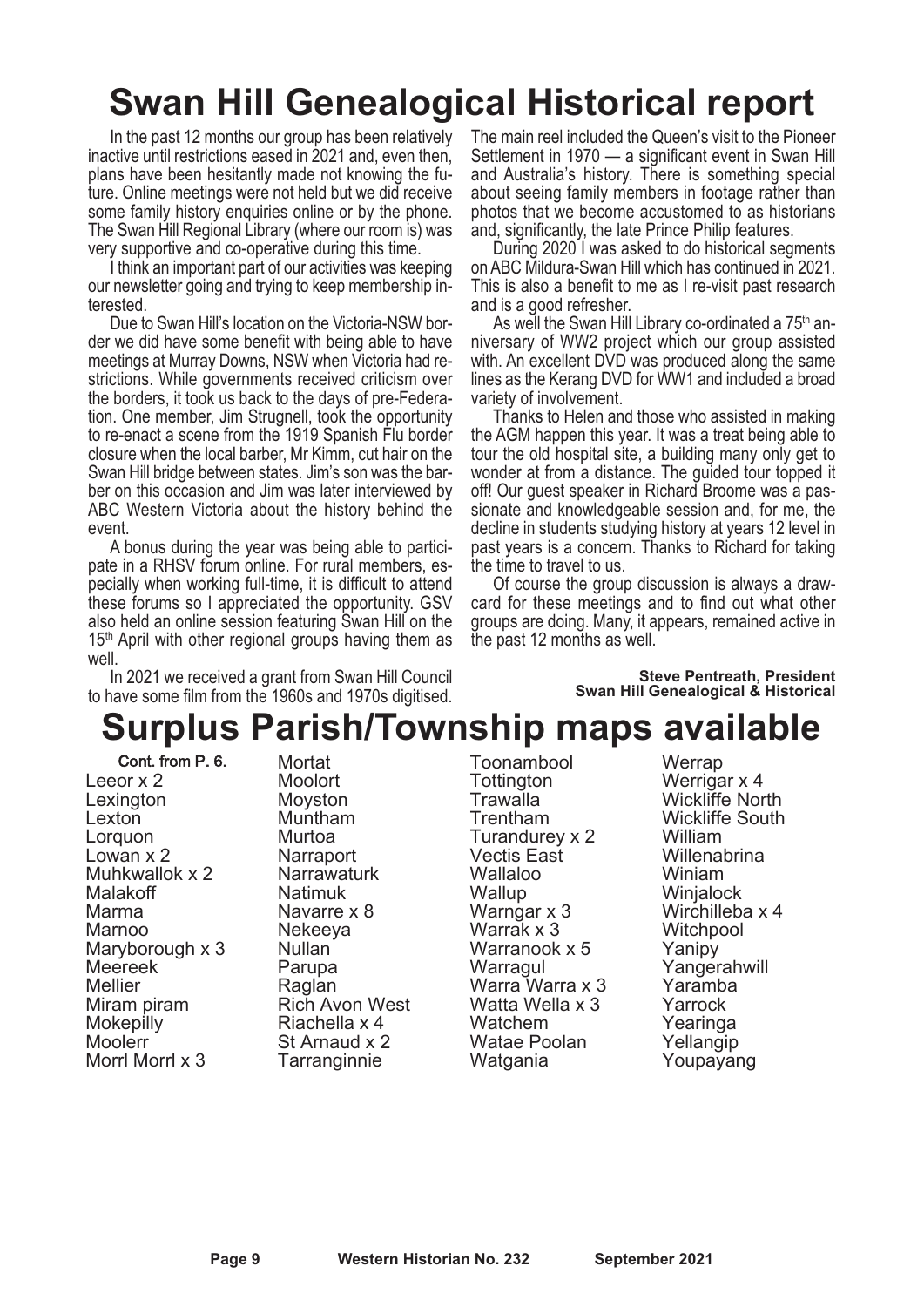# Swan Hill Genealogical Historical report

In the past 12 months our group has been relatively inactive until restrictions eased in 2021 and, even then, plans have been hesitantly made not knowing the future. Online meetings were not held but we did receive some family history enquiries online or by the phone. The Swan Hill Regional Library (where our room is) was very supportive and co-operative during this time.

I think an important part of our activities was keeping our newsletter going and trying to keep membership interested.

Due to Swan Hill's location on the Victoria-NSW border we did have some benefit with being able to have meetings at Murray Downs, NSW when Victoria had restrictions. While governments received criticism over the borders, it took us back to the days of pre-Federation. One member, Jim Strugnell, took the opportunity to re-enact a scene from the 1919 Spanish Flu border closure when the local barber, Mr Kimm, cut hair on the Swan Hill bridge between states. Jim's son was the barber on this occasion and Jim was later interviewed by ABC Western Victoria about the history behind the event.

A bonus during the year was being able to participate in a RHSV forum online. For rural members, especially when working full-time, it is difficult to attend these forums so I appreciated the opportunity. GSV also held an online session featuring Swan Hill on the 15th April with other regional groups having them as well.

In 2021 we received a grant from Swan Hill Council to have some film from the 1960s and 1970s digitised. The main reel included the Queen's visit to the Pioneer Settlement in 1970 — a significant event in Swan Hill and Australia's history. There is something special about seeing family members in footage rather than photos that we become accustomed to as historians and, significantly, the late Prince Philip features.

During 2020 I was asked to do historical segments on ABC Mildura-Swan Hill which has continued in 2021. This is also a benefit to me as I re-visit past research and is a good refresher.

As well the Swan Hill Library co-ordinated a 75th anniversary of WW2 project which our group assisted with. An excellent DVD was produced along the same lines as the Kerang DVD for WW1 and included a broad variety of involvement.

Thanks to Helen and those who assisted in making the AGM happen this year. It was a treat being able to tour the old hospital site, a building many only get to wonder at from a distance. The guided tour topped it off! Our guest speaker in Richard Broome was a passionate and knowledgeable session and, for me, the decline in students studying history at years 12 level in past years is a concern. Thanks to Richard for taking the time to travel to us.

Of course the group discussion is always a drawcard for these meetings and to find out what other groups are doing. Many, it appears, remained active in the past 12 months as well.

**Steve Pentreath, President**
**Swan Hill Genealogical & Historical**

# Surplus Parish/Township maps available

Cont. from P. 6.

Leeor x 2
Lexington
Lexton
Lorquon
Lowan x 2
Muhkwallok x 2
Malakoff
Marma
Marnoo
Maryborough x 3
Meereek
Mellier
Miram piram
Mokepilly
Moolerr
Morrl Morrl x 3
Mortat
Moolort
Moyston
Muntham
Murtoa
Narraport
Narrawaturk
Natimuk
Navarre x 8
Nekeeya
Nullan
Parupa
Raglan
Rich Avon West
Riachella x 4
St Arnaud x 2
Tarranginnie
Toonambool
Tottington
Trawalla
Trentham
Turandurey x 2
Vectis East
Wallaloo
Wallup
Warngar x 3
Warrak x 3
Warranook x 5
Warragul
Warra Warra x 3
Watta Wella x 3
Watchem
Watae Poolan
Watgania
Werrap
Werrigar x 4
Wickliffe North
Wickliffe South
William
Willenabrina
Winiam
Winjalock
Wirchilleba x 4
Witchpool
Yanipy
Yangerahwill
Yaramba
Yarrock
Yearinga
Yellangip
Youpayang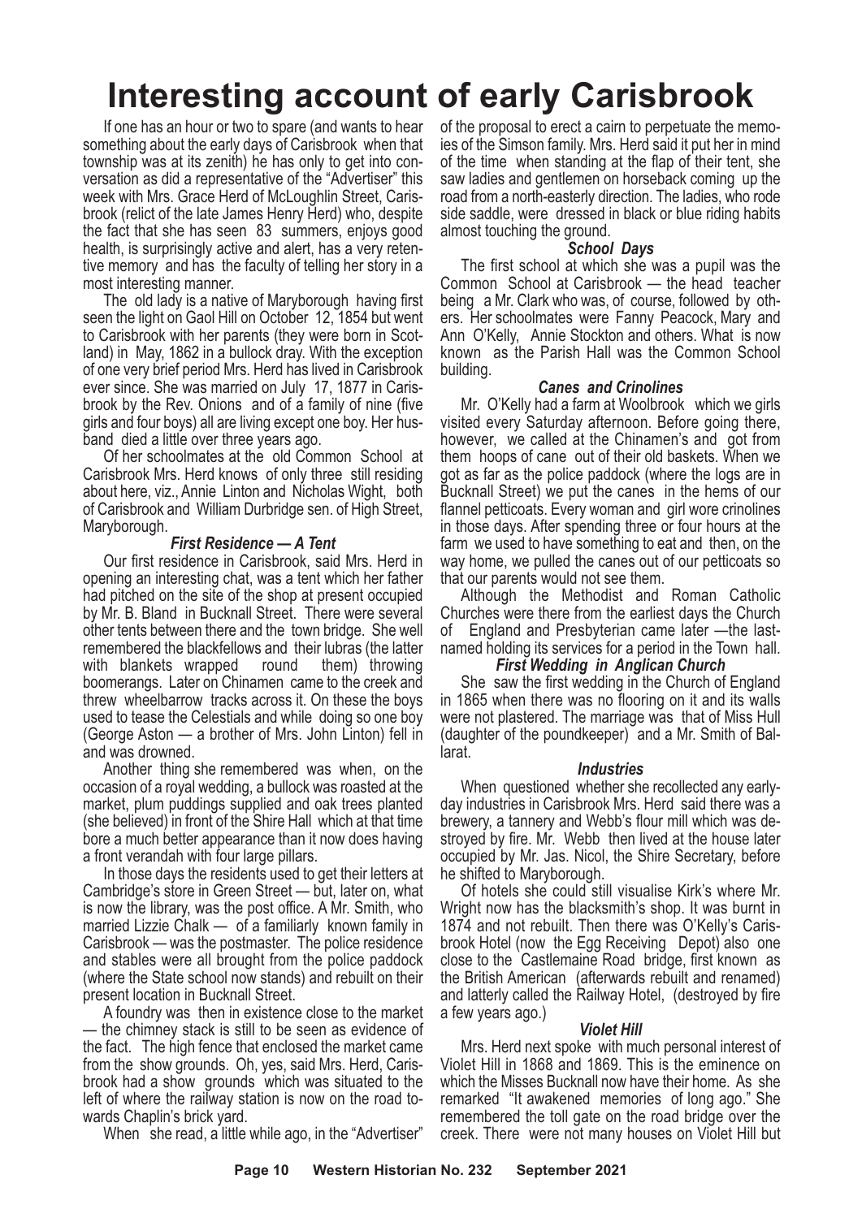# Interesting account of early Carisbrook

If one has an hour or two to spare (and wants to hear something about the early days of Carisbrook when that township was at its zenith) he has only to get into conversation as did a representative of the "Advertiser" this week with Mrs. Grace Herd of McLoughlin Street, Carisbrook (relict of the late James Henry Herd) who, despite the fact that she has seen 83 summers, enjoys good health, is surprisingly active and alert, has a very retentive memory and has the faculty of telling her story in a most interesting manner.

The old lady is a native of Maryborough having first seen the light on Gaol Hill on October 12, 1854 but went to Carisbrook with her parents (they were born in Scotland) in May, 1862 in a bullock dray. With the exception of one very brief period Mrs. Herd has lived in Carisbrook ever since. She was married on July 17, 1877 in Carisbrook by the Rev. Onions and of a family of nine (five girls and four boys) all are living except one boy. Her husband died a little over three years ago.

Of her schoolmates at the old Common School at Carisbrook Mrs. Herd knows of only three still residing about here, viz., Annie Linton and Nicholas Wight, both of Carisbrook and William Durbridge sen. of High Street, Maryborough.

### *First Residence — A Tent*

Our first residence in Carisbrook, said Mrs. Herd in opening an interesting chat, was a tent which her father had pitched on the site of the shop at present occupied by Mr. B. Bland in Bucknall Street. There were several other tents between there and the town bridge. She well remembered the blackfellows and their lubras (the latter with blankets wrapped round them) throwing boomerangs. Later on Chinamen came to the creek and threw wheelbarrow tracks across it. On these the boys used to tease the Celestials and while doing so one boy (George Aston — a brother of Mrs. John Linton) fell in and was drowned.

Another thing she remembered was when, on the occasion of a royal wedding, a bullock was roasted at the market, plum puddings supplied and oak trees planted (she believed) in front of the Shire Hall which at that time bore a much better appearance than it now does having a front verandah with four large pillars.

In those days the residents used to get their letters at Cambridge's store in Green Street — but, later on, what is now the library, was the post office. A Mr. Smith, who married Lizzie Chalk — of a familiarly known family in Carisbrook — was the postmaster. The police residence and stables were all brought from the police paddock (where the State school now stands) and rebuilt on their present location in Bucknall Street.

A foundry was then in existence close to the market — the chimney stack is still to be seen as evidence of the fact. The high fence that enclosed the market came from the show grounds. Oh, yes, said Mrs. Herd, Carisbrook had a show grounds which was situated to the left of where the railway station is now on the road towards Chaplin's brick yard.

When she read, a little while ago, in the "Advertiser" of the proposal to erect a cairn to perpetuate the memories of the Simson family. Mrs. Herd said it put her in mind of the time when standing at the flap of their tent, she saw ladies and gentlemen on horseback coming up the road from a north-easterly direction. The ladies, who rode side saddle, were dressed in black or blue riding habits almost touching the ground.

### *School Days*

The first school at which she was a pupil was the Common School at Carisbrook — the head teacher being a Mr. Clark who was, of course, followed by others. Her schoolmates were Fanny Peacock, Mary and Ann O'Kelly, Annie Stockton and others. What is now known as the Parish Hall was the Common School building.

### *Canes and Crinolines*

Mr. O'Kelly had a farm at Woolbrook which we girls visited every Saturday afternoon. Before going there, however, we called at the Chinamen's and got from them hoops of cane out of their old baskets. When we got as far as the police paddock (where the logs are in Bucknall Street) we put the canes in the hems of our flannel petticoats. Every woman and girl wore crinolines in those days. After spending three or four hours at the farm we used to have something to eat and then, on the way home, we pulled the canes out of our petticoats so that our parents would not see them.

Although the Methodist and Roman Catholic Churches were there from the earliest days the Church of England and Presbyterian came later —the last-named holding its services for a period in the Town hall.

### *First Wedding in Anglican Church*

She saw the first wedding in the Church of England in 1865 when there was no flooring on it and its walls were not plastered. The marriage was that of Miss Hull (daughter of the poundkeeper) and a Mr. Smith of Ballarat.

### *Industries*

When questioned whether she recollected any early-day industries in Carisbrook Mrs. Herd said there was a brewery, a tannery and Webb's flour mill which was destroyed by fire. Mr. Webb then lived at the house later occupied by Mr. Jas. Nicol, the Shire Secretary, before he shifted to Maryborough.

Of hotels she could still visualise Kirk's where Mr. Wright now has the blacksmith's shop. It was burnt in 1874 and not rebuilt. Then there was O'Kelly's Carisbrook Hotel (now the Egg Receiving Depot) also one close to the Castlemaine Road bridge, first known as the British American (afterwards rebuilt and renamed) and latterly called the Railway Hotel, (destroyed by fire a few years ago.)

### *Violet Hill*

Mrs. Herd next spoke with much personal interest of Violet Hill in 1868 and 1869. This is the eminence on which the Misses Bucknall now have their home. As she remarked "It awakened memories of long ago." She remembered the toll gate on the road bridge over the creek. There were not many houses on Violet Hill but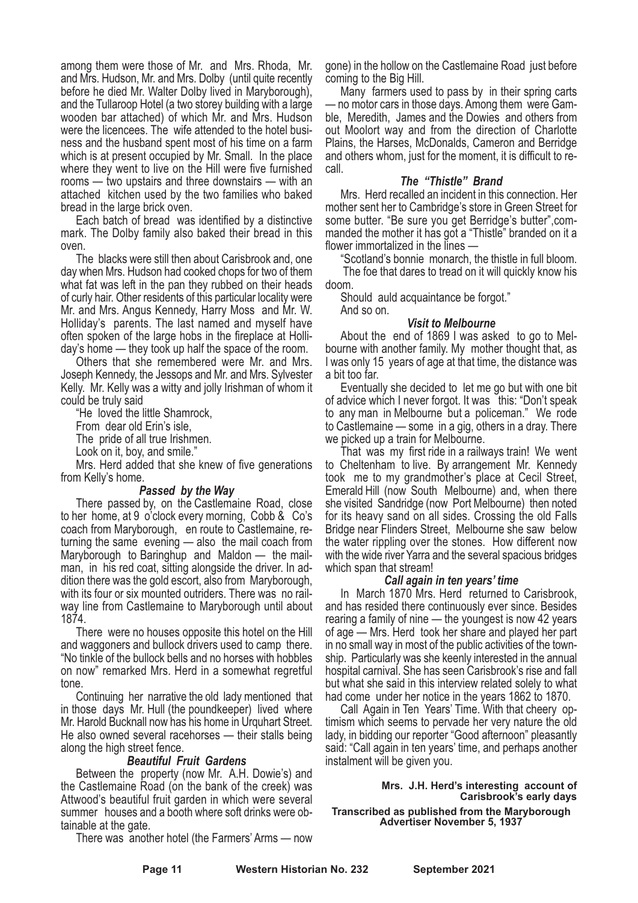among them were those of Mr. and Mrs. Rhoda, Mr. and Mrs. Hudson, Mr. and Mrs. Dolby (until quite recently before he died Mr. Walter Dolby lived in Maryborough), and the Tullaroop Hotel (a two storey building with a large wooden bar attached) of which Mr. and Mrs. Hudson were the licencees. The wife attended to the hotel business and the husband spent most of his time on a farm which is at present occupied by Mr. Small. In the place where they went to live on the Hill were five furnished rooms — two upstairs and three downstairs — with an attached kitchen used by the two families who baked bread in the large brick oven.

Each batch of bread was identified by a distinctive mark. The Dolby family also baked their bread in this oven.

The blacks were still then about Carisbrook and, one day when Mrs. Hudson had cooked chops for two of them what fat was left in the pan they rubbed on their heads of curly hair. Other residents of this particular locality were Mr. and Mrs. Angus Kennedy, Harry Moss and Mr. W. Holliday's parents. The last named and myself have often spoken of the large hobs in the fireplace at Holliday's home — they took up half the space of the room.

Others that she remembered were Mr. and Mrs. Joseph Kennedy, the Jessops and Mr. and Mrs. Sylvester Kelly. Mr. Kelly was a witty and jolly Irishman of whom it could be truly said

"He loved the little Shamrock,
From dear old Erin's isle,
The pride of all true Irishmen.
Look on it, boy, and smile."

Mrs. Herd added that she knew of five generations from Kelly's home.

### *Passed by the Way*

There passed by, on the Castlemaine Road, close to her home, at 9 o'clock every morning, Cobb & Co's coach from Maryborough, en route to Castlemaine, returning the same evening — also the mail coach from Maryborough to Baringhup and Maldon — the mailman, in his red coat, sitting alongside the driver. In addition there was the gold escort, also from Maryborough, with its four or six mounted outriders. There was no railway line from Castlemaine to Maryborough until about 1874.

There were no houses opposite this hotel on the Hill and waggoners and bullock drivers used to camp there. "No tinkle of the bullock bells and no horses with hobbles on now" remarked Mrs. Herd in a somewhat regretful tone.

Continuing her narrative the old lady mentioned that in those days Mr. Hull (the poundkeeper) lived where Mr. Harold Bucknall now has his home in Urquhart Street. He also owned several racehorses — their stalls being along the high street fence.

### *Beautiful Fruit Gardens*

Between the property (now Mr. A.H. Dowie's) and the Castlemaine Road (on the bank of the creek) was Attwood's beautiful fruit garden in which were several summer houses and a booth where soft drinks were obtainable at the gate.

There was another hotel (the Farmers' Arms — now gone) in the hollow on the Castlemaine Road just before coming to the Big Hill.

Many farmers used to pass by in their spring carts — no motor cars in those days. Among them were Gamble, Meredith, James and the Dowies and others from out Moolort way and from the direction of Charlotte Plains, the Harses, McDonalds, Cameron and Berridge and others whom, just for the moment, it is difficult to recall.

### *The "Thistle" Brand*

Mrs. Herd recalled an incident in this connection. Her mother sent her to Cambridge's store in Green Street for some butter. "Be sure you get Berridge's butter",commanded the mother it has got a "Thistle" branded on it a flower immortalized in the lines —

"Scotland's bonnie monarch, the thistle in full bloom.
The foe that dares to tread on it will quickly know his doom.
Should auld acquaintance be forgot."
And so on.

### *Visit to Melbourne*

About the end of 1869 I was asked to go to Melbourne with another family. My mother thought that, as I was only 15 years of age at that time, the distance was a bit too far.

Eventually she decided to let me go but with one bit of advice which I never forgot. It was this: "Don't speak to any man in Melbourne but a policeman." We rode to Castlemaine — some in a gig, others in a dray. There we picked up a train for Melbourne.

That was my first ride in a railways train! We went to Cheltenham to live. By arrangement Mr. Kennedy took me to my grandmother's place at Cecil Street, Emerald Hill (now South Melbourne) and, when there she visited Sandridge (now Port Melbourne) then noted for its heavy sand on all sides. Crossing the old Falls Bridge near Flinders Street, Melbourne she saw below the water rippling over the stones. How different now with the wide river Yarra and the several spacious bridges which span that stream!

### *Call again in ten years' time*

In March 1870 Mrs. Herd returned to Carisbrook, and has resided there continuously ever since. Besides rearing a family of nine — the youngest is now 42 years of age — Mrs. Herd took her share and played her part in no small way in most of the public activities of the township. Particularly was she keenly interested in the annual hospital carnival. She has seen Carisbrook's rise and fall but what she said in this interview related solely to what had come under her notice in the years 1862 to 1870.

Call Again in Ten Years' Time. With that cheery optimism which seems to pervade her very nature the old lady, in bidding our reporter "Good afternoon" pleasantly said: "Call again in ten years' time, and perhaps another instalment will be given you.

**Mrs. J.H. Herd's interesting account of Carisbrook's early days**

**Transcribed as published from the Maryborough Advertiser November 5, 1937**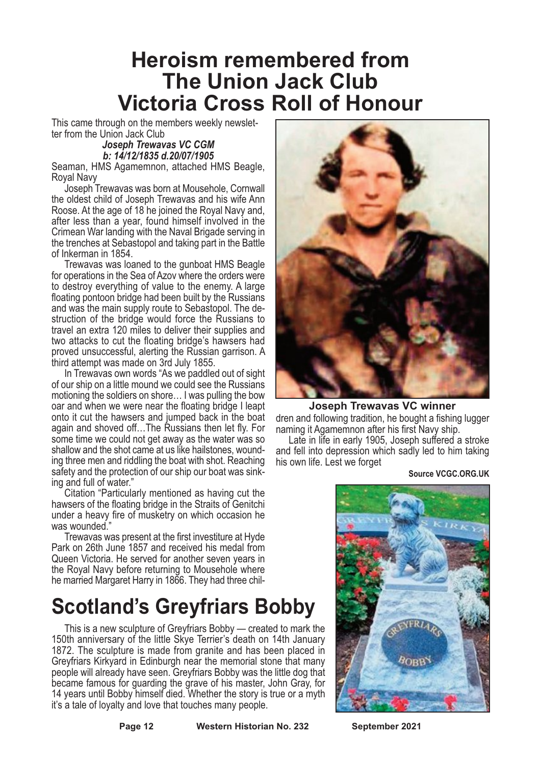# Heroism remembered from The Union Jack Club Victoria Cross Roll of Honour

This came through on the members weekly newsletter from the Union Jack Club

***Joseph Trewavas VC CGM***
***b: 14/12/1835 d.20/07/1905***

Seaman, HMS Agamemnon, attached HMS Beagle, Royal Navy

Joseph Trewavas was born at Mousehole, Cornwall the oldest child of Joseph Trewavas and his wife Ann Roose. At the age of 18 he joined the Royal Navy and, after less than a year, found himself involved in the Crimean War landing with the Naval Brigade serving in the trenches at Sebastopol and taking part in the Battle of Inkerman in 1854.

Trewavas was loaned to the gunboat HMS Beagle for operations in the Sea of Azov where the orders were to destroy everything of value to the enemy. A large floating pontoon bridge had been built by the Russians and was the main supply route to Sebastopol. The destruction of the bridge would force the Russians to travel an extra 120 miles to deliver their supplies and two attacks to cut the floating bridge's hawsers had proved unsuccessful, alerting the Russian garrison. A third attempt was made on 3rd July 1855.

In Trewavas own words "As we paddled out of sight of our ship on a little mound we could see the Russians motioning the soldiers on shore… I was pulling the bow oar and when we were near the floating bridge I leapt onto it cut the hawsers and jumped back in the boat again and shoved off…The Russians then let fly. For some time we could not get away as the water was so shallow and the shot came at us like hailstones, wounding three men and riddling the boat with shot. Reaching safety and the protection of our ship our boat was sinking and full of water."

Citation "Particularly mentioned as having cut the hawsers of the floating bridge in the Straits of Genitchi under a heavy fire of musketry on which occasion he was wounded."

Trewavas was present at the first investiture at Hyde Park on 26th June 1857 and received his medal from Queen Victoria. He served for another seven years in the Royal Navy before returning to Mousehole where he married Margaret Harry in 1866. They had three children and following tradition, he bought a fishing lugger naming it Agamemnon after his first Navy ship.

**Joseph Trewavas VC winner**

Late in life in early 1905, Joseph suffered a stroke and fell into depression which sadly led to him taking his own life. Lest we forget

**Source VCGC.ORG.UK**

# Scotland's Greyfriars Bobby

This is a new sculpture of Greyfriars Bobby — created to mark the 150th anniversary of the little Skye Terrier's death on 14th January 1872. The sculpture is made from granite and has been placed in Greyfriars Kirkyard in Edinburgh near the memorial stone that many people will already have seen. Greyfriars Bobby was the little dog that became famous for guarding the grave of his master, John Gray, for 14 years until Bobby himself died. Whether the story is true or a myth it's a tale of loyalty and love that touches many people.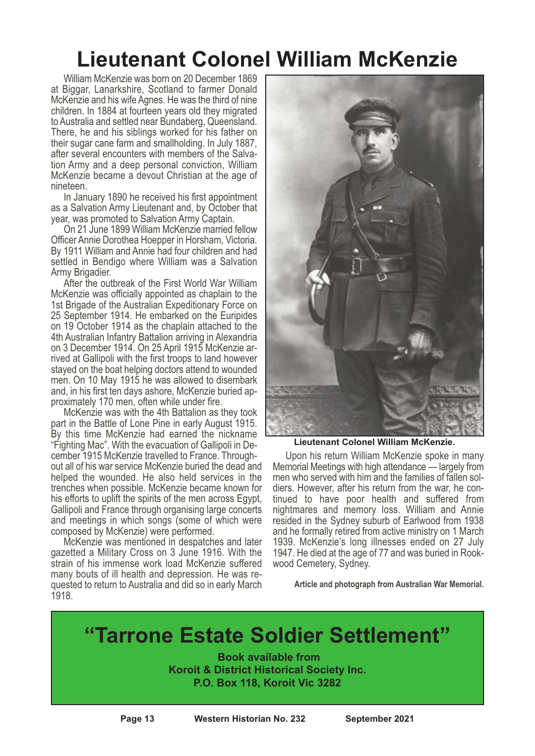# Lieutenant Colonel William McKenzie

William McKenzie was born on 20 December 1869 at Biggar, Lanarkshire, Scotland to farmer Donald McKenzie and his wife Agnes. He was the third of nine children. In 1884 at fourteen years old they migrated to Australia and settled near Bundaberg, Queensland. There, he and his siblings worked for his father on their sugar cane farm and smallholding. In July 1887, after several encounters with members of the Salvation Army and a deep personal conviction, William McKenzie became a devout Christian at the age of nineteen.

In January 1890 he received his first appointment as a Salvation Army Lieutenant and, by October that year, was promoted to Salvation Army Captain.

On 21 June 1899 William McKenzie married fellow Officer Annie Dorothea Hoepper in Horsham, Victoria. By 1911 William and Annie had four children and had settled in Bendigo where William was a Salvation Army Brigadier.

After the outbreak of the First World War William McKenzie was officially appointed as chaplain to the 1st Brigade of the Australian Expeditionary Force on 25 September 1914. He embarked on the Euripides on 19 October 1914 as the chaplain attached to the 4th Australian Infantry Battalion arriving in Alexandria on 3 December 1914. On 25 April 1915 McKenzie arrived at Gallipoli with the first troops to land however stayed on the boat helping doctors attend to wounded men. On 10 May 1915 he was allowed to disembark and, in his first ten days ashore, McKenzie buried approximately 170 men, often while under fire.

McKenzie was with the 4th Battalion as they took part in the Battle of Lone Pine in early August 1915. By this time McKenzie had earned the nickname "Fighting Mac". With the evacuation of Gallipoli in December 1915 McKenzie travelled to France. Throughout all of his war service McKenzie buried the dead and helped the wounded. He also held services in the trenches when possible. McKenzie became known for his efforts to uplift the spirits of the men across Egypt, Gallipoli and France through organising large concerts and meetings in which songs (some of which were composed by McKenzie) were performed.

McKenzie was mentioned in despatches and later gazetted a Military Cross on 3 June 1916. With the strain of his immense work load McKenzie suffered many bouts of ill health and depression. He was requested to return to Australia and did so in early March 1918.

**Lieutenant Colonel William McKenzie.**

Upon his return William McKenzie spoke in many Memorial Meetings with high attendance — largely from men who served with him and the families of fallen soldiers. However, after his return from the war, he continued to have poor health and suffered from nightmares and memory loss. William and Annie resided in the Sydney suburb of Earlwood from 1938 and he formally retired from active ministry on 1 March 1939. McKenzie's long illnesses ended on 27 July 1947. He died at the age of 77 and was buried in Rookwood Cemetery, Sydney.

**Article and photograph from Australian War Memorial.**

## "Tarrone Estate Soldier Settlement"

**Book available from**
**Koroit & District Historical Society Inc.**
**P.O. Box 118, Koroit Vic 3282**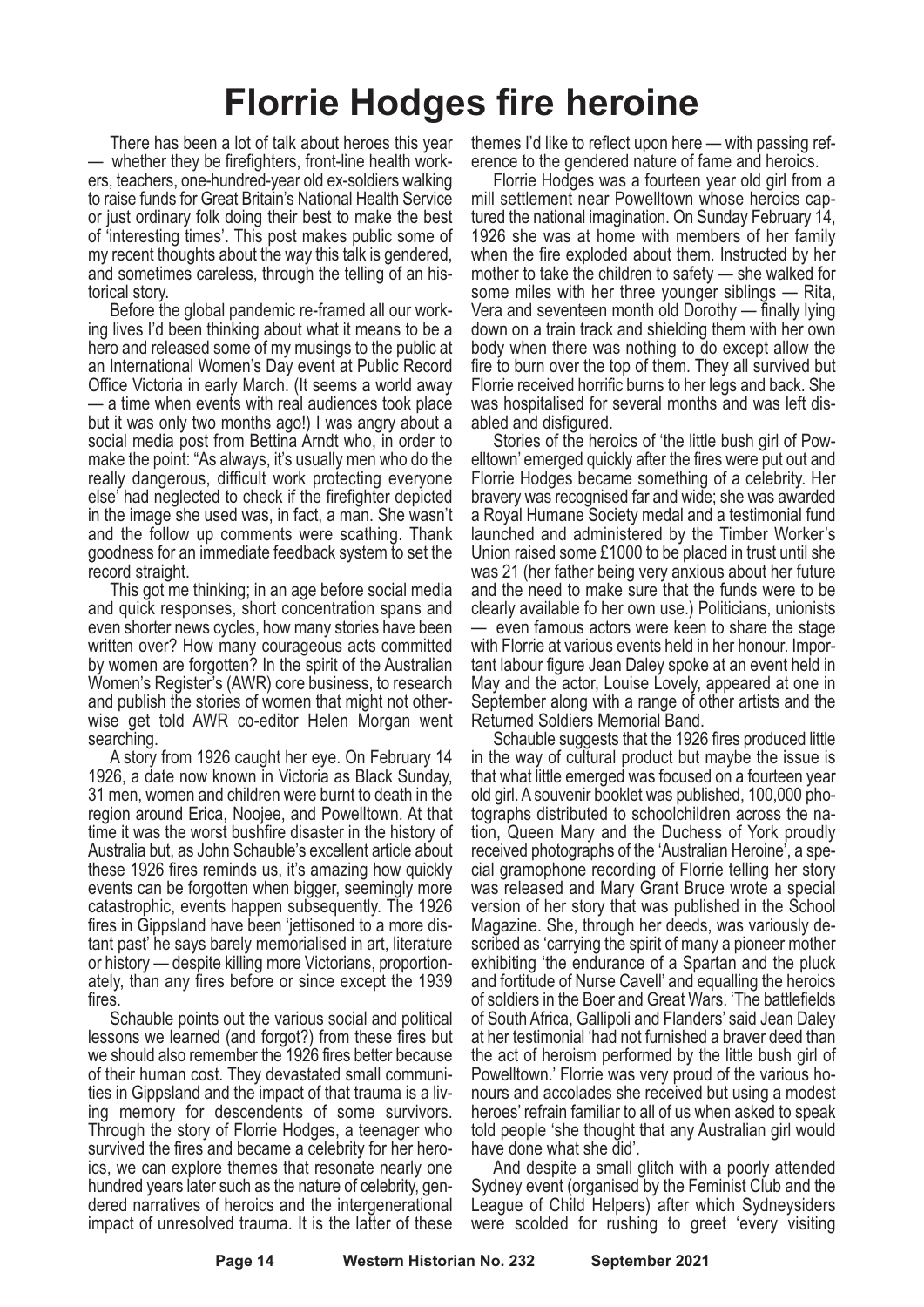# Florrie Hodges fire heroine

There has been a lot of talk about heroes this year — whether they be firefighters, front-line health workers, teachers, one-hundred-year old ex-soldiers walking to raise funds for Great Britain's National Health Service or just ordinary folk doing their best to make the best of 'interesting times'. This post makes public some of my recent thoughts about the way this talk is gendered, and sometimes careless, through the telling of an historical story.

Before the global pandemic re-framed all our working lives I'd been thinking about what it means to be a hero and released some of my musings to the public at an International Women's Day event at Public Record Office Victoria in early March. (It seems a world away — a time when events with real audiences took place but it was only two months ago!) I was angry about a social media post from Bettina Arndt who, in order to make the point: "As always, it's usually men who do the really dangerous, difficult work protecting everyone else' had neglected to check if the firefighter depicted in the image she used was, in fact, a man. She wasn't and the follow up comments were scathing. Thank goodness for an immediate feedback system to set the record straight.

This got me thinking; in an age before social media and quick responses, short concentration spans and even shorter news cycles, how many stories have been written over? How many courageous acts committed by women are forgotten? In the spirit of the Australian Women's Register's (AWR) core business, to research and publish the stories of women that might not otherwise get told AWR co-editor Helen Morgan went searching.

A story from 1926 caught her eye. On February 14 1926, a date now known in Victoria as Black Sunday, 31 men, women and children were burnt to death in the region around Erica, Noojee, and Powelltown. At that time it was the worst bushfire disaster in the history of Australia but, as John Schauble's excellent article about these 1926 fires reminds us, it's amazing how quickly events can be forgotten when bigger, seemingly more catastrophic, events happen subsequently. The 1926 fires in Gippsland have been 'jettisoned to a more distant past' he says barely memorialised in art, literature or history — despite killing more Victorians, proportionately, than any fires before or since except the 1939 fires.

Schauble points out the various social and political lessons we learned (and forgot?) from these fires but we should also remember the 1926 fires better because of their human cost. They devastated small communities in Gippsland and the impact of that trauma is a living memory for descendents of some survivors. Through the story of Florrie Hodges, a teenager who survived the fires and became a celebrity for her heroics, we can explore themes that resonate nearly one hundred years later such as the nature of celebrity, gendered narratives of heroics and the intergenerational impact of unresolved trauma. It is the latter of these themes I'd like to reflect upon here — with passing reference to the gendered nature of fame and heroics.

Florrie Hodges was a fourteen year old girl from a mill settlement near Powelltown whose heroics captured the national imagination. On Sunday February 14, 1926 she was at home with members of her family when the fire exploded about them. Instructed by her mother to take the children to safety — she walked for some miles with her three younger siblings — Rita, Vera and seventeen month old Dorothy — finally lying down on a train track and shielding them with her own body when there was nothing to do except allow the fire to burn over the top of them. They all survived but Florrie received horrific burns to her legs and back. She was hospitalised for several months and was left disabled and disfigured.

Stories of the heroics of 'the little bush girl of Powelltown' emerged quickly after the fires were put out and Florrie Hodges became something of a celebrity. Her bravery was recognised far and wide; she was awarded a Royal Humane Society medal and a testimonial fund launched and administered by the Timber Worker's Union raised some £1000 to be placed in trust until she was 21 (her father being very anxious about her future and the need to make sure that the funds were to be clearly available fo her own use.) Politicians, unionists — even famous actors were keen to share the stage with Florrie at various events held in her honour. Important labour figure Jean Daley spoke at an event held in May and the actor, Louise Lovely, appeared at one in September along with a range of other artists and the Returned Soldiers Memorial Band.

Schauble suggests that the 1926 fires produced little in the way of cultural product but maybe the issue is that what little emerged was focused on a fourteen year old girl. A souvenir booklet was published, 100,000 photographs distributed to schoolchildren across the nation, Queen Mary and the Duchess of York proudly received photographs of the 'Australian Heroine', a special gramophone recording of Florrie telling her story was released and Mary Grant Bruce wrote a special version of her story that was published in the School Magazine. She, through her deeds, was variously described as 'carrying the spirit of many a pioneer mother exhibiting 'the endurance of a Spartan and the pluck and fortitude of Nurse Cavell' and equalling the heroics of soldiers in the Boer and Great Wars. 'The battlefields of South Africa, Gallipoli and Flanders' said Jean Daley at her testimonial 'had not furnished a braver deed than the act of heroism performed by the little bush girl of Powelltown.' Florrie was very proud of the various honours and accolades she received but using a modest heroes' refrain familiar to all of us when asked to speak told people 'she thought that any Australian girl would have done what she did'.

And despite a small glitch with a poorly attended Sydney event (organised by the Feminist Club and the League of Child Helpers) after which Sydneysiders were scolded for rushing to greet 'every visiting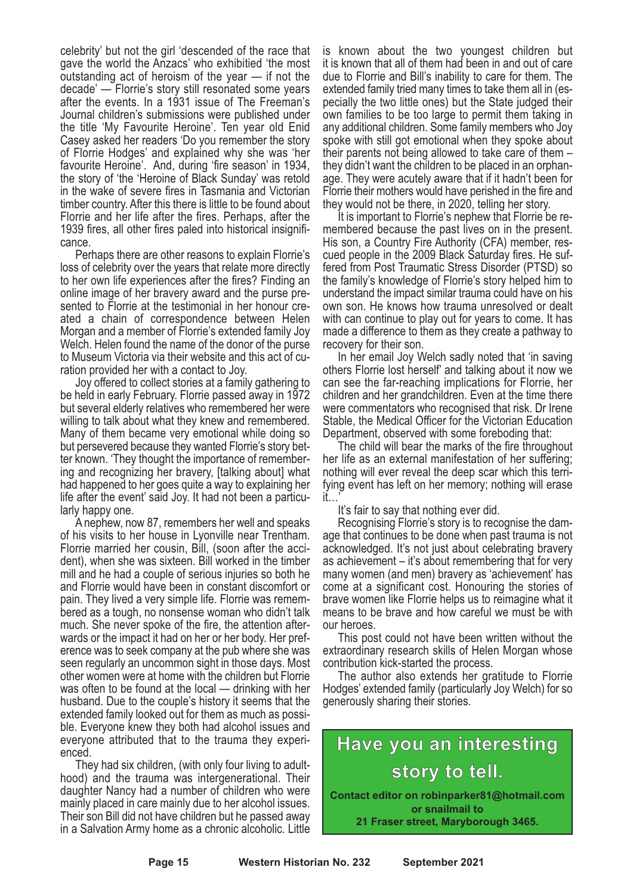celebrity' but not the girl 'descended of the race that gave the world the Anzacs' who exhibitied 'the most outstanding act of heroism of the year — if not the decade' — Florrie's story still resonated some years after the events. In a 1931 issue of The Freeman's Journal children's submissions were published under the title 'My Favourite Heroine'. Ten year old Enid Casey asked her readers 'Do you remember the story of Florrie Hodges' and explained why she was 'her favourite Heroine'. And, during 'fire season' in 1934, the story of 'the 'Heroine of Black Sunday' was retold in the wake of severe fires in Tasmania and Victorian timber country. After this there is little to be found about Florrie and her life after the fires. Perhaps, after the 1939 fires, all other fires paled into historical insignificance.

Perhaps there are other reasons to explain Florrie's loss of celebrity over the years that relate more directly to her own life experiences after the fires? Finding an online image of her bravery award and the purse presented to Florrie at the testimonial in her honour created a chain of correspondence between Helen Morgan and a member of Florrie's extended family Joy Welch. Helen found the name of the donor of the purse to Museum Victoria via their website and this act of curation provided her with a contact to Joy.

Joy offered to collect stories at a family gathering to be held in early February. Florrie passed away in 1972 but several elderly relatives who remembered her were willing to talk about what they knew and remembered. Many of them became very emotional while doing so but persevered because they wanted Florrie's story better known. 'They thought the importance of remembering and recognizing her bravery, [talking about] what had happened to her goes quite a way to explaining her life after the event' said Joy. It had not been a particularly happy one.

A nephew, now 87, remembers her well and speaks of his visits to her house in Lyonville near Trentham. Florrie married her cousin, Bill, (soon after the accident), when she was sixteen. Bill worked in the timber mill and he had a couple of serious injuries so both he and Florrie would have been in constant discomfort or pain. They lived a very simple life. Florrie was remembered as a tough, no nonsense woman who didn't talk much. She never spoke of the fire, the attention afterwards or the impact it had on her or her body. Her preference was to seek company at the pub where she was seen regularly an uncommon sight in those days. Most other women were at home with the children but Florrie was often to be found at the local — drinking with her husband. Due to the couple's history it seems that the extended family looked out for them as much as possible. Everyone knew they both had alcohol issues and everyone attributed that to the trauma they experienced.

They had six children, (with only four living to adulthood) and the trauma was intergenerational. Their daughter Nancy had a number of children who were mainly placed in care mainly due to her alcohol issues. Their son Bill did not have children but he passed away in a Salvation Army home as a chronic alcoholic. Little is known about the two youngest children but it is known that all of them had been in and out of care due to Florrie and Bill's inability to care for them. The extended family tried many times to take them all in (especially the two little ones) but the State judged their own families to be too large to permit them taking in any additional children. Some family members who Joy spoke with still got emotional when they spoke about their parents not being allowed to take care of them – they didn't want the children to be placed in an orphanage. They were acutely aware that if it hadn't been for Florrie their mothers would have perished in the fire and they would not be there, in 2020, telling her story.

It is important to Florrie's nephew that Florrie be remembered because the past lives on in the present. His son, a Country Fire Authority (CFA) member, rescued people in the 2009 Black Saturday fires. He suffered from Post Traumatic Stress Disorder (PTSD) so the family's knowledge of Florrie's story helped him to understand the impact similar trauma could have on his own son. He knows how trauma unresolved or dealt with can continue to play out for years to come. It has made a difference to them as they create a pathway to recovery for their son.

In her email Joy Welch sadly noted that 'in saving others Florrie lost herself' and talking about it now we can see the far-reaching implications for Florrie, her children and her grandchildren. Even at the time there were commentators who recognised that risk. Dr Irene Stable, the Medical Officer for the Victorian Education Department, observed with some foreboding that:

The child will bear the marks of the fire throughout her life as an external manifestation of her suffering; nothing will ever reveal the deep scar which this terrifying event has left on her memory; nothing will erase it…'

It's fair to say that nothing ever did.

Recognising Florrie's story is to recognise the damage that continues to be done when past trauma is not acknowledged. It's not just about celebrating bravery as achievement – it's about remembering that for very many women (and men) bravery as 'achievement' has come at a significant cost. Honouring the stories of brave women like Florrie helps us to reimagine what it means to be brave and how careful we must be with our heroes.

This post could not have been written without the extraordinary research skills of Helen Morgan whose contribution kick-started the process.

The author also extends her gratitude to Florrie Hodges' extended family (particularly Joy Welch) for so generously sharing their stories.

## Have you an interesting story to tell.

**Contact editor on robinparker81@hotmail.com or snailmail to 21 Fraser street, Maryborough 3465.**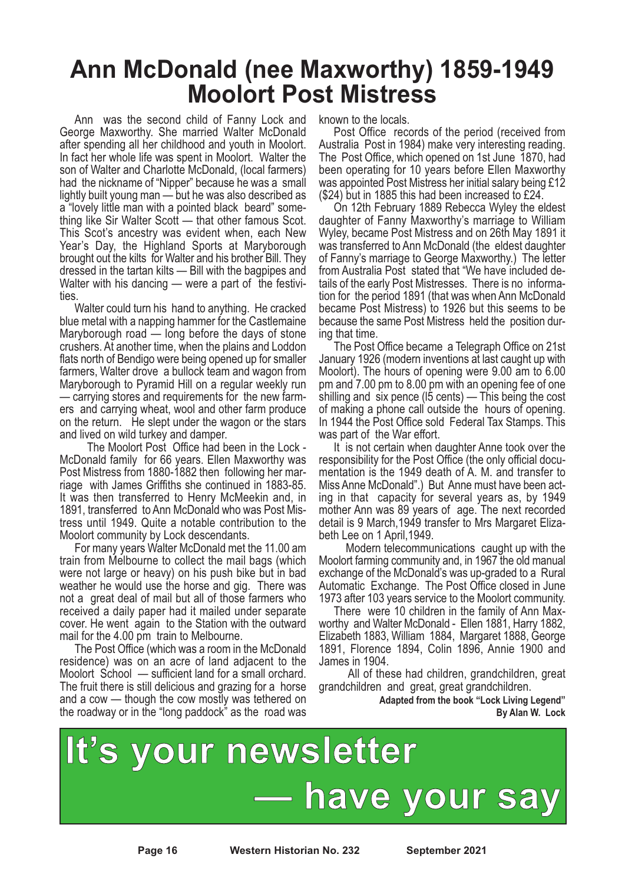# Ann McDonald (nee Maxworthy) 1859-1949
# Moolort Post Mistress

Ann was the second child of Fanny Lock and George Maxworthy. She married Walter McDonald after spending all her childhood and youth in Moolort. In fact her whole life was spent in Moolort. Walter the son of Walter and Charlotte McDonald, (local farmers) had the nickname of "Nipper" because he was a small lightly built young man — but he was also described as a "lovely little man with a pointed black beard" something like Sir Walter Scott — that other famous Scot. This Scot's ancestry was evident when, each New Year's Day, the Highland Sports at Maryborough brought out the kilts for Walter and his brother Bill. They dressed in the tartan kilts — Bill with the bagpipes and Walter with his dancing — were a part of the festivities.

Walter could turn his hand to anything. He cracked blue metal with a napping hammer for the Castlemaine Maryborough road — long before the days of stone crushers. At another time, when the plains and Loddon flats north of Bendigo were being opened up for smaller farmers, Walter drove a bullock team and wagon from Maryborough to Pyramid Hill on a regular weekly run — carrying stores and requirements for the new farmers and carrying wheat, wool and other farm produce on the return. He slept under the wagon or the stars and lived on wild turkey and damper.

The Moolort Post Office had been in the Lock - McDonald family for 66 years. Ellen Maxworthy was Post Mistress from 1880-1882 then following her marriage with James Griffiths she continued in 1883-85. It was then transferred to Henry McMeekin and, in 1891, transferred to Ann McDonald who was Post Mistress until 1949. Quite a notable contribution to the Moolort community by Lock descendants.

For many years Walter McDonald met the 11.00 am train from Melbourne to collect the mail bags (which were not large or heavy) on his push bike but in bad weather he would use the horse and gig. There was not a great deal of mail but all of those farmers who received a daily paper had it mailed under separate cover. He went again to the Station with the outward mail for the 4.00 pm train to Melbourne.

The Post Office (which was a room in the McDonald residence) was on an acre of land adjacent to the Moolort School — sufficient land for a small orchard. The fruit there is still delicious and grazing for a horse and a cow — though the cow mostly was tethered on the roadway or in the "long paddock" as the road was known to the locals.

Post Office records of the period (received from Australia Post in 1984) make very interesting reading. The Post Office, which opened on 1st June 1870, had been operating for 10 years before Ellen Maxworthy was appointed Post Mistress her initial salary being £12 ($24) but in 1885 this had been increased to £24.

On 12th February 1889 Rebecca Wyley the eldest daughter of Fanny Maxworthy's marriage to William Wyley, became Post Mistress and on 26th May 1891 it was transferred to Ann McDonald (the eldest daughter of Fanny's marriage to George Maxworthy.) The letter from Australia Post stated that "We have included details of the early Post Mistresses. There is no information for the period 1891 (that was when Ann McDonald became Post Mistress) to 1926 but this seems to be because the same Post Mistress held the position during that time.

The Post Office became a Telegraph Office on 21st January 1926 (modern inventions at last caught up with Moolort). The hours of opening were 9.00 am to 6.00 pm and 7.00 pm to 8.00 pm with an opening fee of one shilling and six pence (l5 cents) — This being the cost of making a phone call outside the hours of opening. In 1944 the Post Office sold Federal Tax Stamps. This was part of the War effort.

It is not certain when daughter Anne took over the responsibility for the Post Office (the only official documentation is the 1949 death of A. M. and transfer to Miss Anne McDonald".) But Anne must have been acting in that capacity for several years as, by 1949 mother Ann was 89 years of age. The next recorded detail is 9 March,1949 transfer to Mrs Margaret Elizabeth Lee on 1 April,1949.

Modern telecommunications caught up with the Moolort farming community and, in 1967 the old manual exchange of the McDonald's was up-graded to a Rural Automatic Exchange. The Post Office closed in June 1973 after 103 years service to the Moolort community.

There were 10 children in the family of Ann Maxworthy and Walter McDonald - Ellen 1881, Harry 1882, Elizabeth 1883, William 1884, Margaret 1888, George 1891, Florence 1894, Colin 1896, Annie 1900 and James in 1904.

All of these had children, grandchildren, great grandchildren and great, great grandchildren.

**Adapted from the book "Lock Living Legend"**
**By Alan W. Lock**

# It's your newsletter — have your say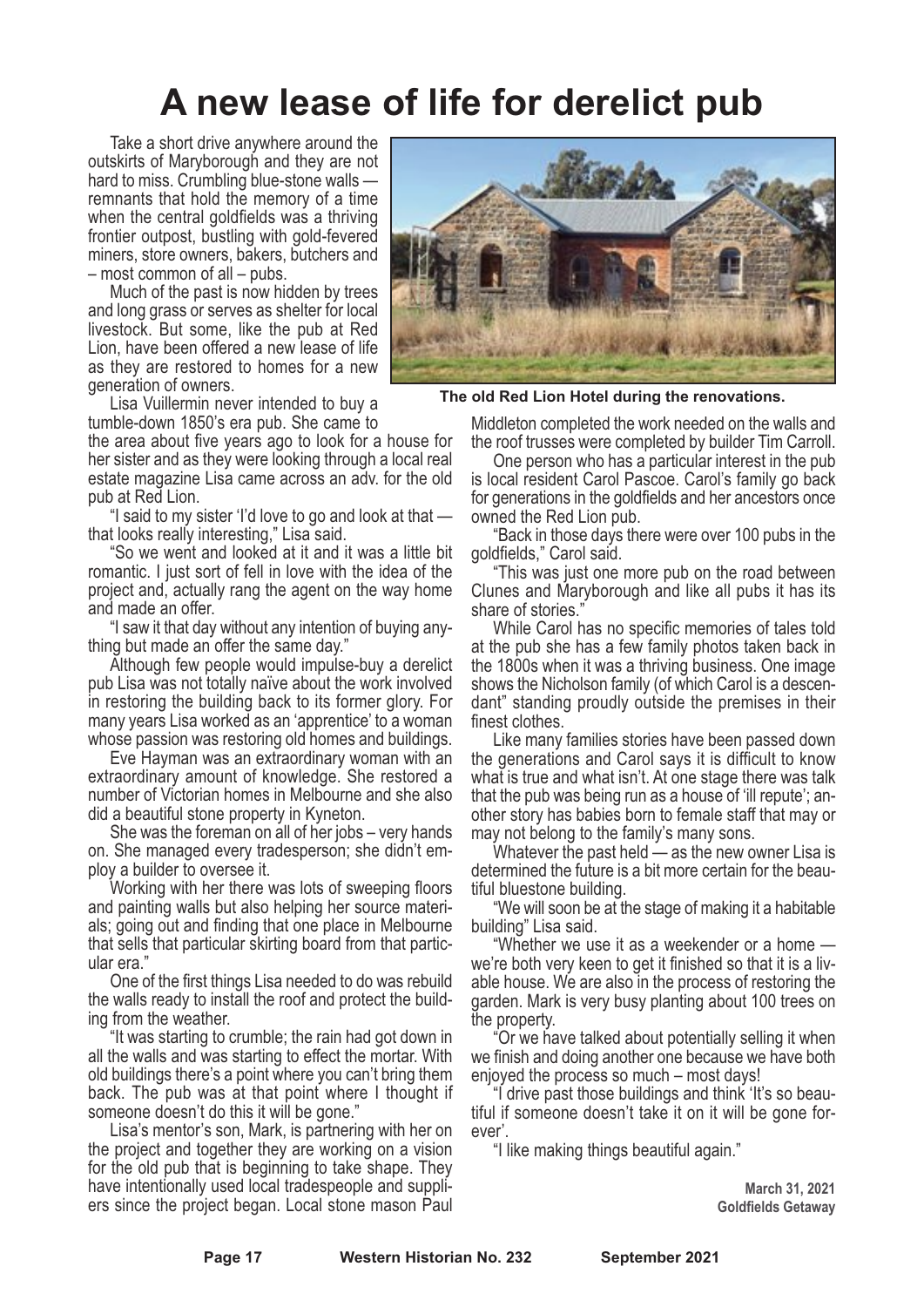# A new lease of life for derelict pub

Take a short drive anywhere around the outskirts of Maryborough and they are not hard to miss. Crumbling blue-stone walls — remnants that hold the memory of a time when the central goldfields was a thriving frontier outpost, bustling with gold-fevered miners, store owners, bakers, butchers and – most common of all – pubs.

Much of the past is now hidden by trees and long grass or serves as shelter for local livestock. But some, like the pub at Red Lion, have been offered a new lease of life as they are restored to homes for a new generation of owners.

The old Red Lion Hotel during the renovations.

Lisa Vuillermin never intended to buy a tumble-down 1850's era pub. She came to the area about five years ago to look for a house for her sister and as they were looking through a local real estate magazine Lisa came across an adv. for the old pub at Red Lion.

"I said to my sister 'I'd love to go and look at that — that looks really interesting," Lisa said.

"So we went and looked at it and it was a little bit romantic. I just sort of fell in love with the idea of the project and, actually rang the agent on the way home and made an offer.

"I saw it that day without any intention of buying anything but made an offer the same day."

Although few people would impulse-buy a derelict pub Lisa was not totally naïve about the work involved in restoring the building back to its former glory. For many years Lisa worked as an 'apprentice' to a woman whose passion was restoring old homes and buildings.

Eve Hayman was an extraordinary woman with an extraordinary amount of knowledge. She restored a number of Victorian homes in Melbourne and she also did a beautiful stone property in Kyneton.

She was the foreman on all of her jobs – very hands on. She managed every tradesperson; she didn't employ a builder to oversee it.

Working with her there was lots of sweeping floors and painting walls but also helping her source materials; going out and finding that one place in Melbourne that sells that particular skirting board from that particular era."

One of the first things Lisa needed to do was rebuild the walls ready to install the roof and protect the building from the weather.

"It was starting to crumble; the rain had got down in all the walls and was starting to effect the mortar. With old buildings there's a point where you can't bring them back. The pub was at that point where I thought if someone doesn't do this it will be gone."

Lisa's mentor's son, Mark, is partnering with her on the project and together they are working on a vision for the old pub that is beginning to take shape. They have intentionally used local tradespeople and suppliers since the project began. Local stone mason Paul Middleton completed the work needed on the walls and the roof trusses were completed by builder Tim Carroll.

One person who has a particular interest in the pub is local resident Carol Pascoe. Carol's family go back for generations in the goldfields and her ancestors once owned the Red Lion pub.

"Back in those days there were over 100 pubs in the goldfields," Carol said.

"This was just one more pub on the road between Clunes and Maryborough and like all pubs it has its share of stories."

While Carol has no specific memories of tales told at the pub she has a few family photos taken back in the 1800s when it was a thriving business. One image shows the Nicholson family (of which Carol is a descendant" standing proudly outside the premises in their finest clothes.

Like many families stories have been passed down the generations and Carol says it is difficult to know what is true and what isn't. At one stage there was talk that the pub was being run as a house of 'ill repute'; another story has babies born to female staff that may or may not belong to the family's many sons.

Whatever the past held — as the new owner Lisa is determined the future is a bit more certain for the beautiful bluestone building.

"We will soon be at the stage of making it a habitable building" Lisa said.

"Whether we use it as a weekender or a home — we're both very keen to get it finished so that it is a livable house. We are also in the process of restoring the garden. Mark is very busy planting about 100 trees on the property.

"Or we have talked about potentially selling it when we finish and doing another one because we have both enjoyed the process so much – most days!

"I drive past those buildings and think 'It's so beautiful if someone doesn't take it on it will be gone forever'.

"I like making things beautiful again."

**March 31, 2021**
**Goldfields Getaway**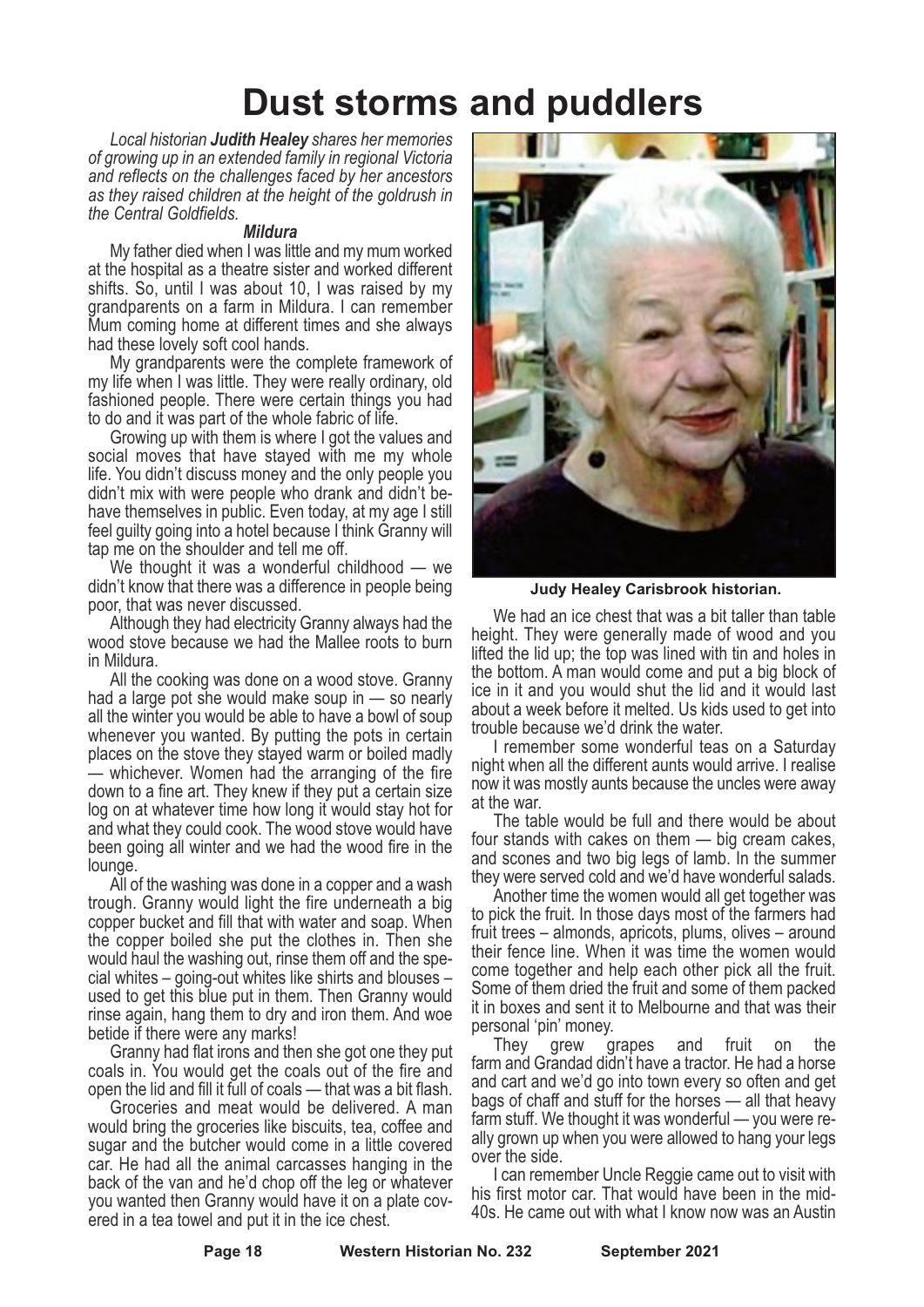# Dust storms and puddlers

*Local historian **Judith Healey** shares her memories of growing up in an extended family in regional Victoria and reflects on the challenges faced by her ancestors as they raised children at the height of the goldrush in the Central Goldfields.*

***Mildura***

My father died when I was little and my mum worked at the hospital as a theatre sister and worked different shifts. So, until I was about 10, I was raised by my grandparents on a farm in Mildura. I can remember Mum coming home at different times and she always had these lovely soft cool hands.

My grandparents were the complete framework of my life when I was little. They were really ordinary, old fashioned people. There were certain things you had to do and it was part of the whole fabric of life.

Growing up with them is where I got the values and social moves that have stayed with me my whole life. You didn't discuss money and the only people you didn't mix with were people who drank and didn't behave themselves in public. Even today, at my age I still feel guilty going into a hotel because I think Granny will tap me on the shoulder and tell me off.

We thought it was a wonderful childhood — we didn't know that there was a difference in people being poor, that was never discussed.

Although they had electricity Granny always had the wood stove because we had the Mallee roots to burn in Mildura.

All the cooking was done on a wood stove. Granny had a large pot she would make soup in — so nearly all the winter you would be able to have a bowl of soup whenever you wanted. By putting the pots in certain places on the stove they stayed warm or boiled madly — whichever. Women had the arranging of the fire down to a fine art. They knew if they put a certain size log on at whatever time how long it would stay hot for and what they could cook. The wood stove would have been going all winter and we had the wood fire in the lounge.

All of the washing was done in a copper and a wash trough. Granny would light the fire underneath a big copper bucket and fill that with water and soap. When the copper boiled she put the clothes in. Then she would haul the washing out, rinse them off and the special whites – going-out whites like shirts and blouses – used to get this blue put in them. Then Granny would rinse again, hang them to dry and iron them. And woe betide if there were any marks!

Granny had flat irons and then she got one they put coals in. You would get the coals out of the fire and open the lid and fill it full of coals — that was a bit flash.

Groceries and meat would be delivered. A man would bring the groceries like biscuits, tea, coffee and sugar and the butcher would come in a little covered car. He had all the animal carcasses hanging in the back of the van and he'd chop off the leg or whatever you wanted then Granny would have it on a plate covered in a tea towel and put it in the ice chest.

**Judy Healey Carisbrook historian.**

We had an ice chest that was a bit taller than table height. They were generally made of wood and you lifted the lid up; the top was lined with tin and holes in the bottom. A man would come and put a big block of ice in it and you would shut the lid and it would last about a week before it melted. Us kids used to get into trouble because we'd drink the water.

I remember some wonderful teas on a Saturday night when all the different aunts would arrive. I realise now it was mostly aunts because the uncles were away at the war.

The table would be full and there would be about four stands with cakes on them — big cream cakes, and scones and two big legs of lamb. In the summer they were served cold and we'd have wonderful salads.

Another time the women would all get together was to pick the fruit. In those days most of the farmers had fruit trees – almonds, apricots, plums, olives – around their fence line. When it was time the women would come together and help each other pick all the fruit. Some of them dried the fruit and some of them packed it in boxes and sent it to Melbourne and that was their personal 'pin' money.

They grew grapes and fruit on the farm and Grandad didn't have a tractor. He had a horse and cart and we'd go into town every so often and get bags of chaff and stuff for the horses — all that heavy farm stuff. We thought it was wonderful — you were really grown up when you were allowed to hang your legs over the side.

I can remember Uncle Reggie came out to visit with his first motor car. That would have been in the mid-40s. He came out with what I know now was an Austin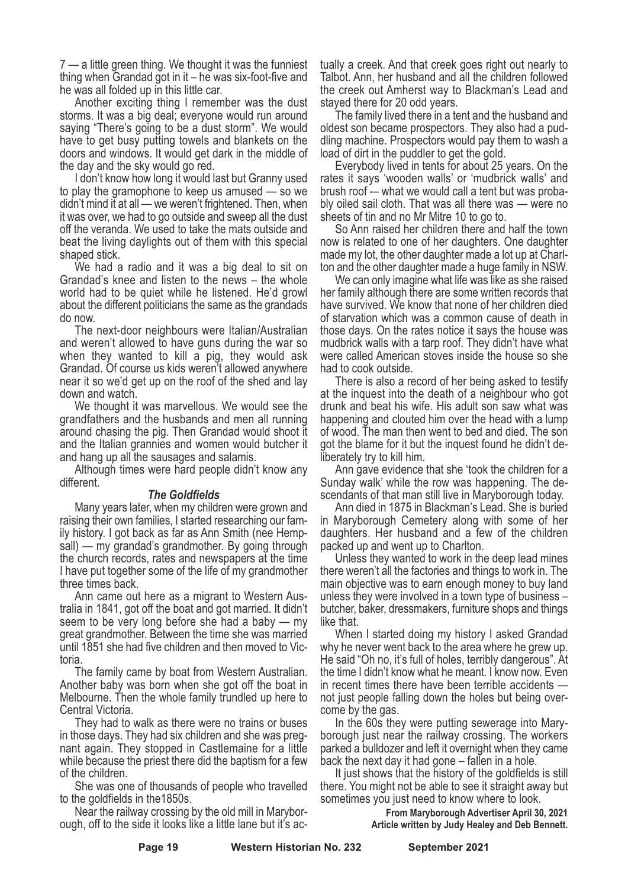7 — a little green thing. We thought it was the funniest thing when Grandad got in it – he was six-foot-five and he was all folded up in this little car.

Another exciting thing I remember was the dust storms. It was a big deal; everyone would run around saying "There's going to be a dust storm". We would have to get busy putting towels and blankets on the doors and windows. It would get dark in the middle of the day and the sky would go red.

I don't know how long it would last but Granny used to play the gramophone to keep us amused — so we didn't mind it at all — we weren't frightened. Then, when it was over, we had to go outside and sweep all the dust off the veranda. We used to take the mats outside and beat the living daylights out of them with this special shaped stick.

We had a radio and it was a big deal to sit on Grandad's knee and listen to the news – the whole world had to be quiet while he listened. He'd growl about the different politicians the same as the grandads do now.

The next-door neighbours were Italian/Australian and weren't allowed to have guns during the war so when they wanted to kill a pig, they would ask Grandad. Of course us kids weren't allowed anywhere near it so we'd get up on the roof of the shed and lay down and watch.

We thought it was marvellous. We would see the grandfathers and the husbands and men all running around chasing the pig. Then Grandad would shoot it and the Italian grannies and women would butcher it and hang up all the sausages and salamis.

Although times were hard people didn't know any different.

### *The Goldfields*

Many years later, when my children were grown and raising their own families, I started researching our family history. I got back as far as Ann Smith (nee Hempsall) — my grandad's grandmother. By going through the church records, rates and newspapers at the time I have put together some of the life of my grandmother three times back.

Ann came out here as a migrant to Western Australia in 1841, got off the boat and got married. It didn't seem to be very long before she had a baby — my great grandmother. Between the time she was married until 1851 she had five children and then moved to Victoria.

The family came by boat from Western Australian. Another baby was born when she got off the boat in Melbourne. Then the whole family trundled up here to Central Victoria.

They had to walk as there were no trains or buses in those days. They had six children and she was pregnant again. They stopped in Castlemaine for a little while because the priest there did the baptism for a few of the children.

She was one of thousands of people who travelled to the goldfields in the1850s.

Near the railway crossing by the old mill in Maryborough, off to the side it looks like a little lane but it's actually a creek. And that creek goes right out nearly to Talbot. Ann, her husband and all the children followed the creek out Amherst way to Blackman's Lead and stayed there for 20 odd years.

The family lived there in a tent and the husband and oldest son became prospectors. They also had a puddling machine. Prospectors would pay them to wash a load of dirt in the puddler to get the gold.

Everybody lived in tents for about 25 years. On the rates it says 'wooden walls' or 'mudbrick walls' and brush roof — what we would call a tent but was probably oiled sail cloth. That was all there was — were no sheets of tin and no Mr Mitre 10 to go to.

So Ann raised her children there and half the town now is related to one of her daughters. One daughter made my lot, the other daughter made a lot up at Charlton and the other daughter made a huge family in NSW.

We can only imagine what life was like as she raised her family although there are some written records that have survived. We know that none of her children died of starvation which was a common cause of death in those days. On the rates notice it says the house was mudbrick walls with a tarp roof. They didn't have what were called American stoves inside the house so she had to cook outside.

There is also a record of her being asked to testify at the inquest into the death of a neighbour who got drunk and beat his wife. His adult son saw what was happening and clouted him over the head with a lump of wood. The man then went to bed and died. The son got the blame for it but the inquest found he didn't deliberately try to kill him.

Ann gave evidence that she 'took the children for a Sunday walk' while the row was happening. The descendants of that man still live in Maryborough today.

Ann died in 1875 in Blackman's Lead. She is buried in Maryborough Cemetery along with some of her daughters. Her husband and a few of the children packed up and went up to Charlton.

Unless they wanted to work in the deep lead mines there weren't all the factories and things to work in. The main objective was to earn enough money to buy land unless they were involved in a town type of business – butcher, baker, dressmakers, furniture shops and things like that.

When I started doing my history I asked Grandad why he never went back to the area where he grew up. He said "Oh no, it's full of holes, terribly dangerous". At the time I didn't know what he meant. I know now. Even in recent times there have been terrible accidents — not just people falling down the holes but being overcome by the gas.

In the 60s they were putting sewerage into Maryborough just near the railway crossing. The workers parked a bulldozer and left it overnight when they came back the next day it had gone – fallen in a hole.

It just shows that the history of the goldfields is still there. You might not be able to see it straight away but sometimes you just need to know where to look.

**From Maryborough Advertiser April 30, 2021**
**Article written by Judy Healey and Deb Bennett.**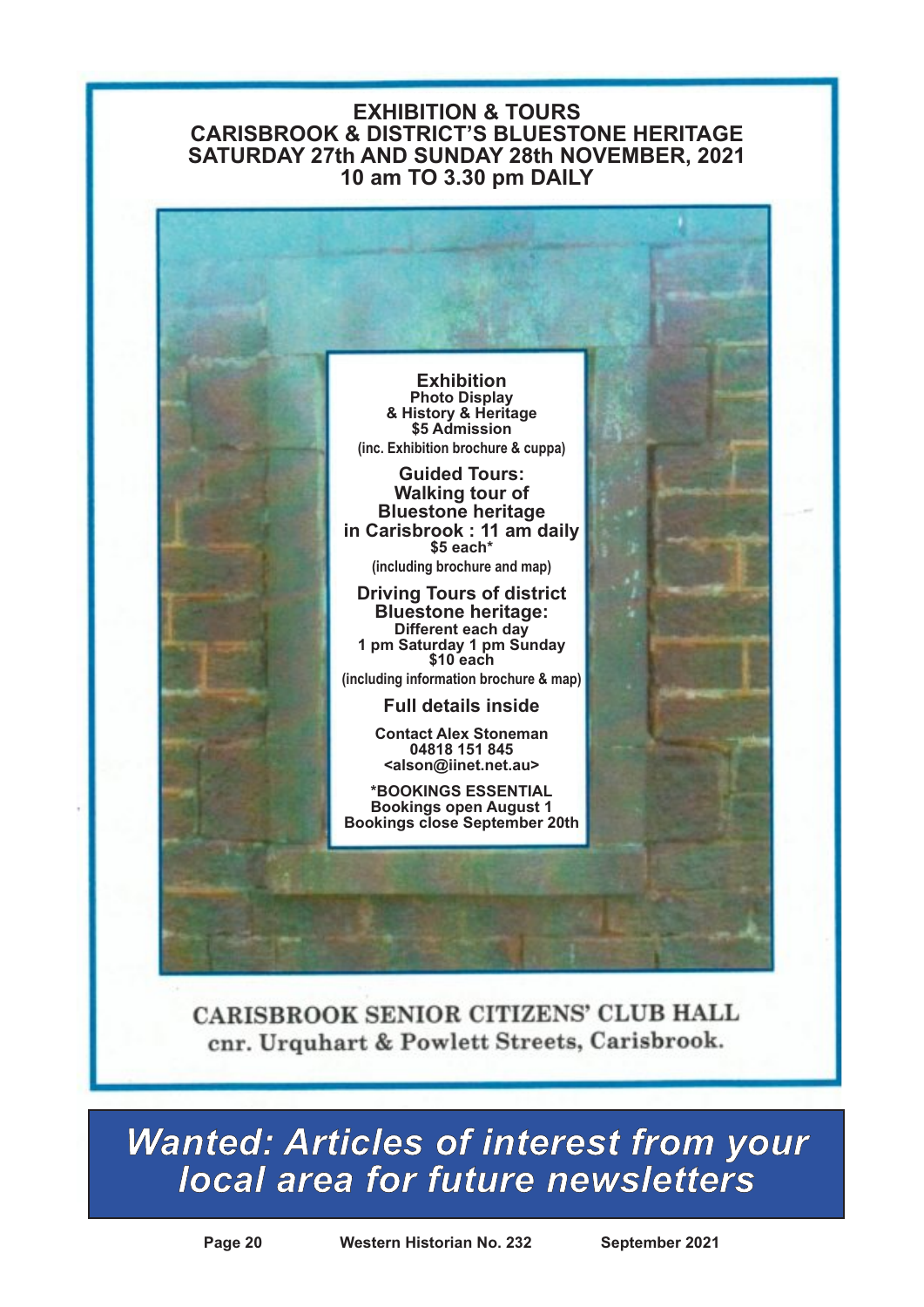# EXHIBITION & TOURS
# CARISBROOK & DISTRICT'S BLUESTONE HERITAGE
## SATURDAY 27th AND SUNDAY 28th NOVEMBER, 2021
## 10 am TO 3.30 pm DAILY

**Exhibition**
**Photo Display**
**& History & Heritage**
**$5 Admission**
**(inc. Exhibition brochure & cuppa)**

**Guided Tours:**
**Walking tour of**
**Bluestone heritage**
**in Carisbrook : 11 am daily**
**$5 each***
**(including brochure and map)**

**Driving Tours of district**
**Bluestone heritage:**
**Different each day**
**1 pm Saturday 1 pm Sunday**
**$10 each**
**(including information brochure & map)**

**Full details inside**

**Contact Alex Stoneman**
**04818 151 845**
**<alson@iinet.net.au>**

***BOOKINGS ESSENTIAL**
**Bookings open August 1**
**Bookings close September 20th**

**CARISBROOK SENIOR CITIZENS' CLUB HALL**
**cnr. Urquhart & Powlett Streets, Carisbrook.**

***Wanted: Articles of interest from your local area for future newsletters***